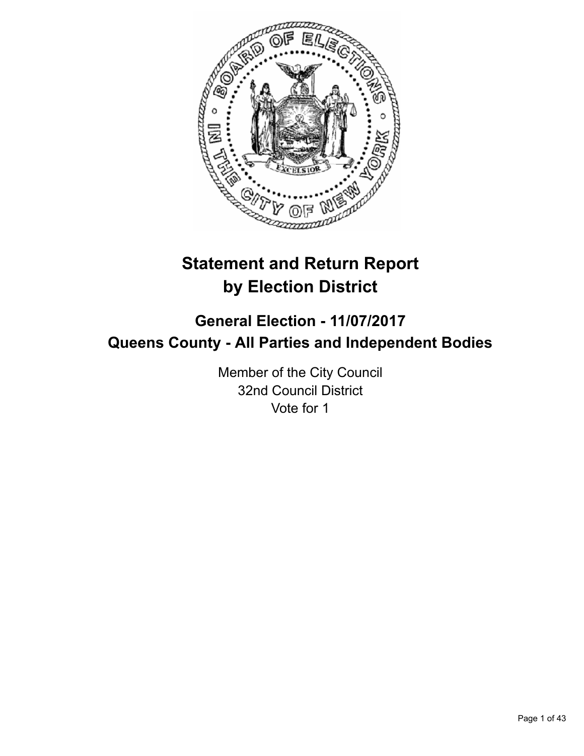# Statement and Return Report by Election District

## General Election - 11/07/2017
## Queens County - All Parties and Independent Bodies

Member of the City Council
32nd Council District
Vote for 1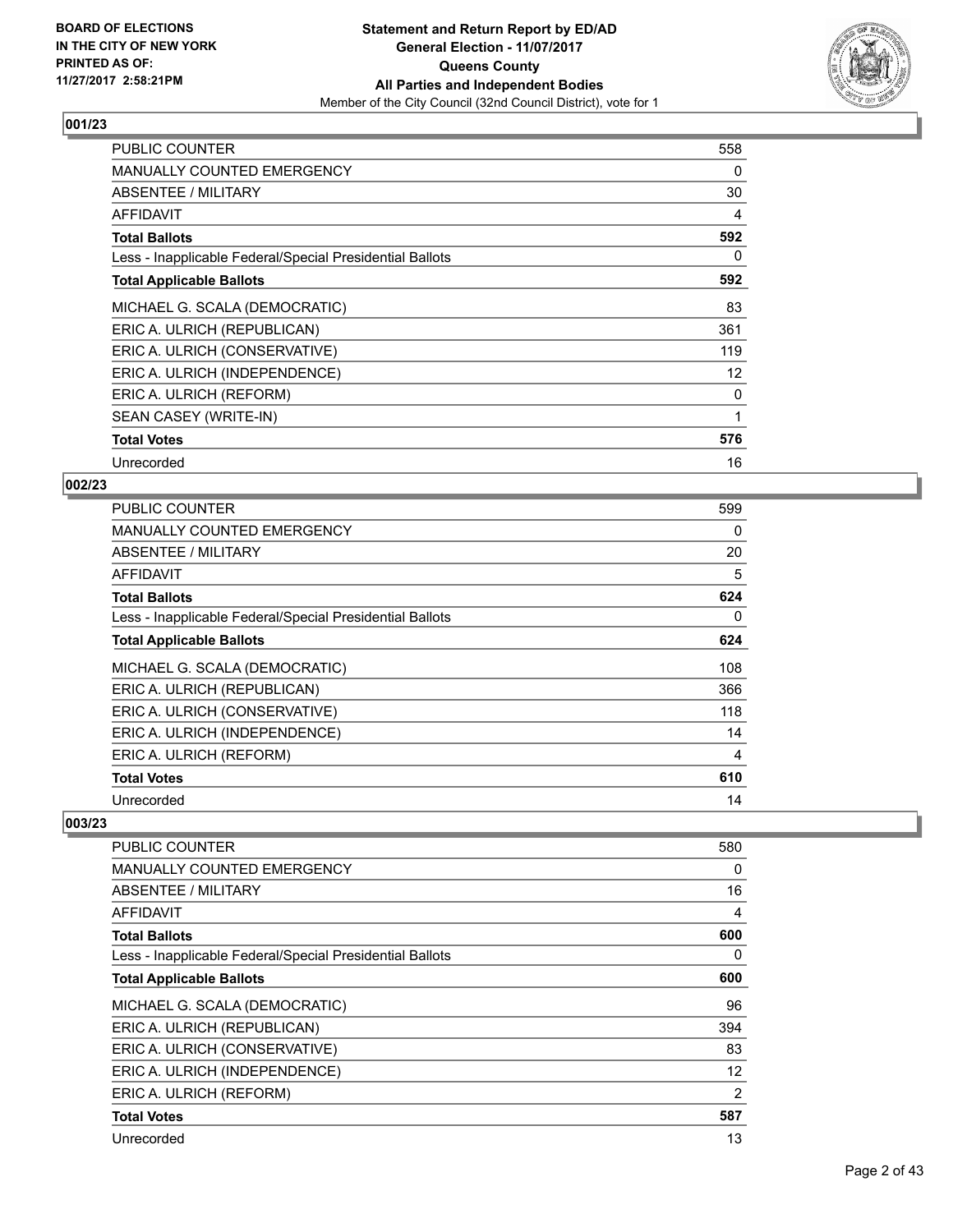**BOARD OF ELECTIONS IN THE CITY OF NEW YORK PRINTED AS OF: 11/27/2017 2:58:21PM**

**Statement and Return Report by ED/AD General Election - 11/07/2017 Queens County All Parties and Independent Bodies**

Member of the City Council (32nd Council District), vote for 1

### 001/23

| | |
|---|---|
| PUBLIC COUNTER | 558 |
| MANUALLY COUNTED EMERGENCY | 0 |
| ABSENTEE / MILITARY | 30 |
| AFFIDAVIT | 4 |
| **Total Ballots** | **592** |
| Less - Inapplicable Federal/Special Presidential Ballots | 0 |
| **Total Applicable Ballots** | **592** |
| MICHAEL G. SCALA (DEMOCRATIC) | 83 |
| ERIC A. ULRICH (REPUBLICAN) | 361 |
| ERIC A. ULRICH (CONSERVATIVE) | 119 |
| ERIC A. ULRICH (INDEPENDENCE) | 12 |
| ERIC A. ULRICH (REFORM) | 0 |
| SEAN CASEY (WRITE-IN) | 1 |
| **Total Votes** | **576** |
| Unrecorded | 16 |

### 002/23

| | |
|---|---|
| PUBLIC COUNTER | 599 |
| MANUALLY COUNTED EMERGENCY | 0 |
| ABSENTEE / MILITARY | 20 |
| AFFIDAVIT | 5 |
| **Total Ballots** | **624** |
| Less - Inapplicable Federal/Special Presidential Ballots | 0 |
| **Total Applicable Ballots** | **624** |
| MICHAEL G. SCALA (DEMOCRATIC) | 108 |
| ERIC A. ULRICH (REPUBLICAN) | 366 |
| ERIC A. ULRICH (CONSERVATIVE) | 118 |
| ERIC A. ULRICH (INDEPENDENCE) | 14 |
| ERIC A. ULRICH (REFORM) | 4 |
| **Total Votes** | **610** |
| Unrecorded | 14 |

### 003/23

| | |
|---|---|
| PUBLIC COUNTER | 580 |
| MANUALLY COUNTED EMERGENCY | 0 |
| ABSENTEE / MILITARY | 16 |
| AFFIDAVIT | 4 |
| **Total Ballots** | **600** |
| Less - Inapplicable Federal/Special Presidential Ballots | 0 |
| **Total Applicable Ballots** | **600** |
| MICHAEL G. SCALA (DEMOCRATIC) | 96 |
| ERIC A. ULRICH (REPUBLICAN) | 394 |
| ERIC A. ULRICH (CONSERVATIVE) | 83 |
| ERIC A. ULRICH (INDEPENDENCE) | 12 |
| ERIC A. ULRICH (REFORM) | 2 |
| **Total Votes** | **587** |
| Unrecorded | 13 |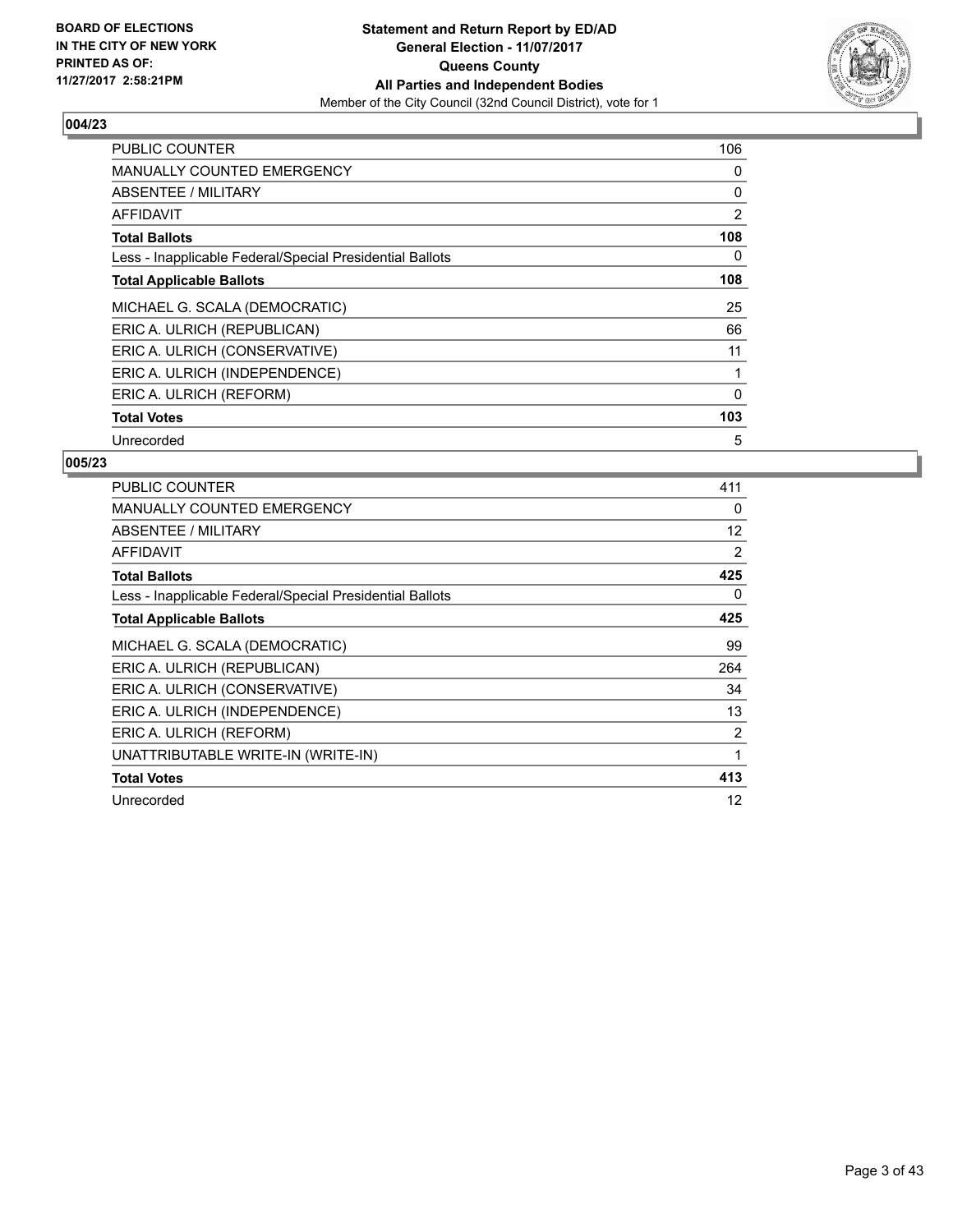**BOARD OF ELECTIONS IN THE CITY OF NEW YORK PRINTED AS OF: 11/27/2017 2:58:21PM**

**Statement and Return Report by ED/AD**
**General Election - 11/07/2017**
**Queens County**
**All Parties and Independent Bodies**
Member of the City Council (32nd Council District), vote for 1

## 004/23

| | |
|---|---|
| PUBLIC COUNTER | 106 |
| MANUALLY COUNTED EMERGENCY | 0 |
| ABSENTEE / MILITARY | 0 |
| AFFIDAVIT | 2 |
| **Total Ballots** | **108** |
| Less - Inapplicable Federal/Special Presidential Ballots | 0 |
| **Total Applicable Ballots** | **108** |
| MICHAEL G. SCALA (DEMOCRATIC) | 25 |
| ERIC A. ULRICH (REPUBLICAN) | 66 |
| ERIC A. ULRICH (CONSERVATIVE) | 11 |
| ERIC A. ULRICH (INDEPENDENCE) | 1 |
| ERIC A. ULRICH (REFORM) | 0 |
| **Total Votes** | **103** |
| Unrecorded | 5 |

## 005/23

| | |
|---|---|
| PUBLIC COUNTER | 411 |
| MANUALLY COUNTED EMERGENCY | 0 |
| ABSENTEE / MILITARY | 12 |
| AFFIDAVIT | 2 |
| **Total Ballots** | **425** |
| Less - Inapplicable Federal/Special Presidential Ballots | 0 |
| **Total Applicable Ballots** | **425** |
| MICHAEL G. SCALA (DEMOCRATIC) | 99 |
| ERIC A. ULRICH (REPUBLICAN) | 264 |
| ERIC A. ULRICH (CONSERVATIVE) | 34 |
| ERIC A. ULRICH (INDEPENDENCE) | 13 |
| ERIC A. ULRICH (REFORM) | 2 |
| UNATTRIBUTABLE WRITE-IN (WRITE-IN) | 1 |
| **Total Votes** | **413** |
| Unrecorded | 12 |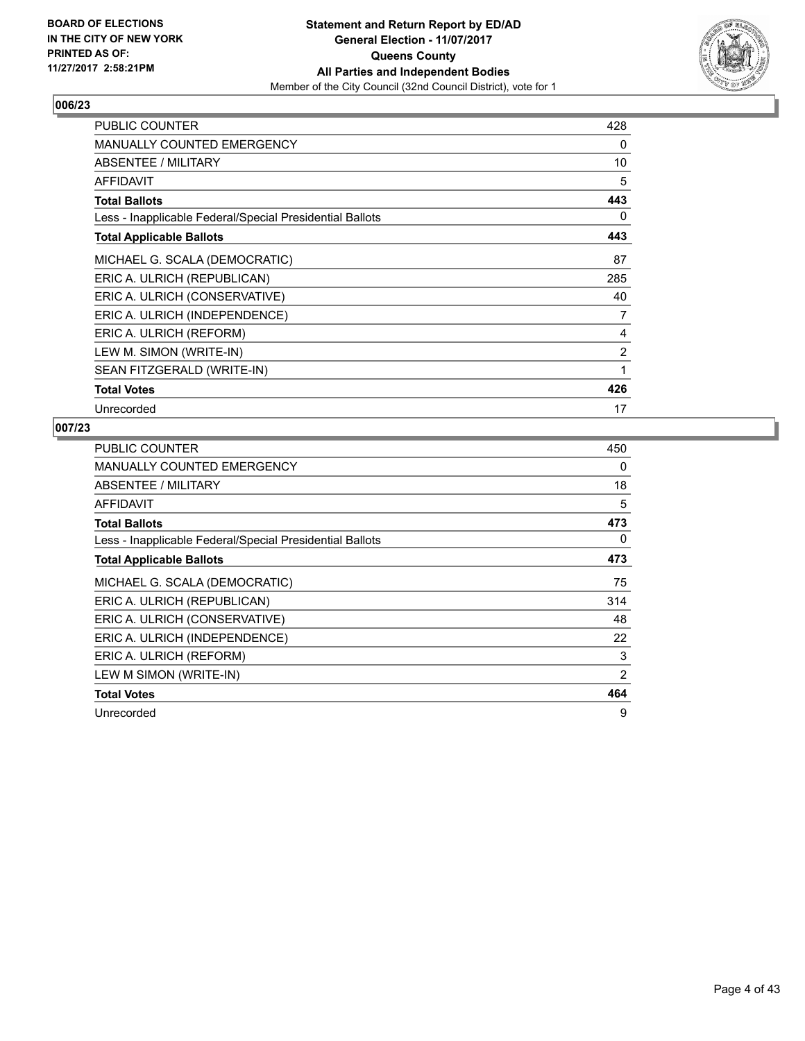**BOARD OF ELECTIONS IN THE CITY OF NEW YORK PRINTED AS OF: 11/27/2017 2:58:21PM**

**Statement and Return Report by ED/AD**
**General Election - 11/07/2017**
**Queens County**
**All Parties and Independent Bodies**
Member of the City Council (32nd Council District), vote for 1

### 006/23

| | |
|---|---|
| PUBLIC COUNTER | 428 |
| MANUALLY COUNTED EMERGENCY | 0 |
| ABSENTEE / MILITARY | 10 |
| AFFIDAVIT | 5 |
| **Total Ballots** | **443** |
| Less - Inapplicable Federal/Special Presidential Ballots | 0 |
| **Total Applicable Ballots** | **443** |
| MICHAEL G. SCALA (DEMOCRATIC) | 87 |
| ERIC A. ULRICH (REPUBLICAN) | 285 |
| ERIC A. ULRICH (CONSERVATIVE) | 40 |
| ERIC A. ULRICH (INDEPENDENCE) | 7 |
| ERIC A. ULRICH (REFORM) | 4 |
| LEW M. SIMON (WRITE-IN) | 2 |
| SEAN FITZGERALD (WRITE-IN) | 1 |
| **Total Votes** | **426** |
| Unrecorded | 17 |

### 007/23

| | |
|---|---|
| PUBLIC COUNTER | 450 |
| MANUALLY COUNTED EMERGENCY | 0 |
| ABSENTEE / MILITARY | 18 |
| AFFIDAVIT | 5 |
| **Total Ballots** | **473** |
| Less - Inapplicable Federal/Special Presidential Ballots | 0 |
| **Total Applicable Ballots** | **473** |
| MICHAEL G. SCALA (DEMOCRATIC) | 75 |
| ERIC A. ULRICH (REPUBLICAN) | 314 |
| ERIC A. ULRICH (CONSERVATIVE) | 48 |
| ERIC A. ULRICH (INDEPENDENCE) | 22 |
| ERIC A. ULRICH (REFORM) | 3 |
| LEW M SIMON (WRITE-IN) | 2 |
| **Total Votes** | **464** |
| Unrecorded | 9 |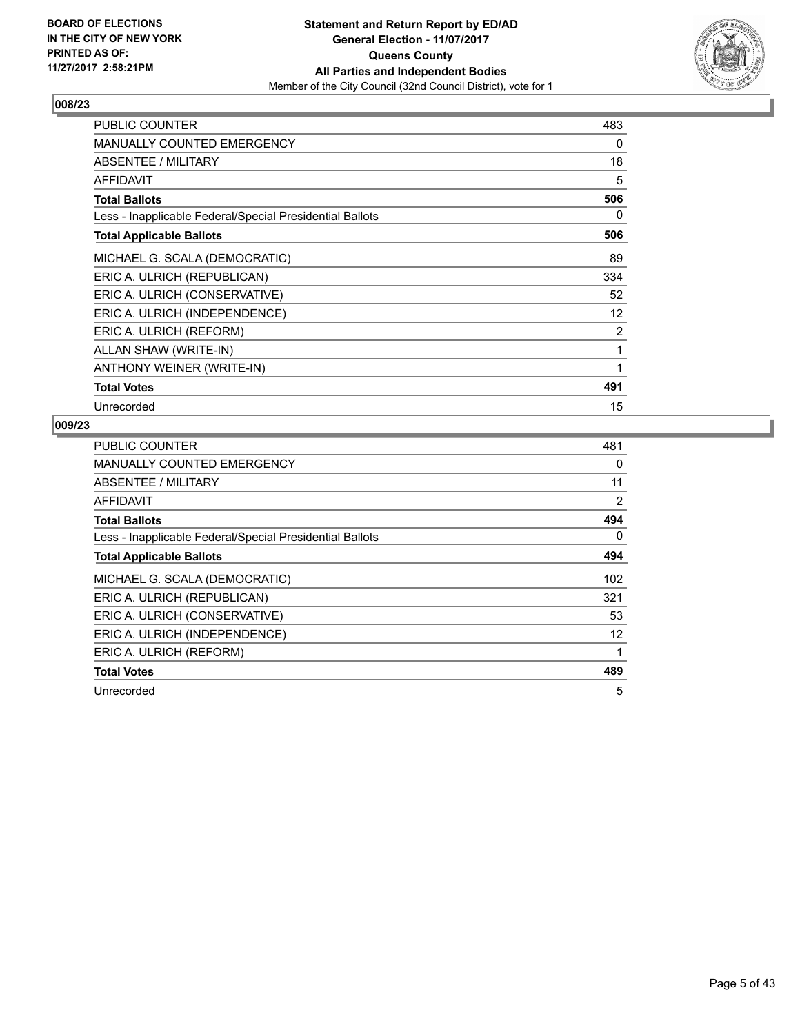## 008/23

| | |
|---|---|
| PUBLIC COUNTER | 483 |
| MANUALLY COUNTED EMERGENCY | 0 |
| ABSENTEE / MILITARY | 18 |
| AFFIDAVIT | 5 |
| **Total Ballots** | **506** |
| Less - Inapplicable Federal/Special Presidential Ballots | 0 |
| **Total Applicable Ballots** | **506** |
| MICHAEL G. SCALA (DEMOCRATIC) | 89 |
| ERIC A. ULRICH (REPUBLICAN) | 334 |
| ERIC A. ULRICH (CONSERVATIVE) | 52 |
| ERIC A. ULRICH (INDEPENDENCE) | 12 |
| ERIC A. ULRICH (REFORM) | 2 |
| ALLAN SHAW (WRITE-IN) | 1 |
| ANTHONY WEINER (WRITE-IN) | 1 |
| **Total Votes** | **491** |
| Unrecorded | 15 |

## 009/23

| | |
|---|---|
| PUBLIC COUNTER | 481 |
| MANUALLY COUNTED EMERGENCY | 0 |
| ABSENTEE / MILITARY | 11 |
| AFFIDAVIT | 2 |
| **Total Ballots** | **494** |
| Less - Inapplicable Federal/Special Presidential Ballots | 0 |
| **Total Applicable Ballots** | **494** |
| MICHAEL G. SCALA (DEMOCRATIC) | 102 |
| ERIC A. ULRICH (REPUBLICAN) | 321 |
| ERIC A. ULRICH (CONSERVATIVE) | 53 |
| ERIC A. ULRICH (INDEPENDENCE) | 12 |
| ERIC A. ULRICH (REFORM) | 1 |
| **Total Votes** | **489** |
| Unrecorded | 5 |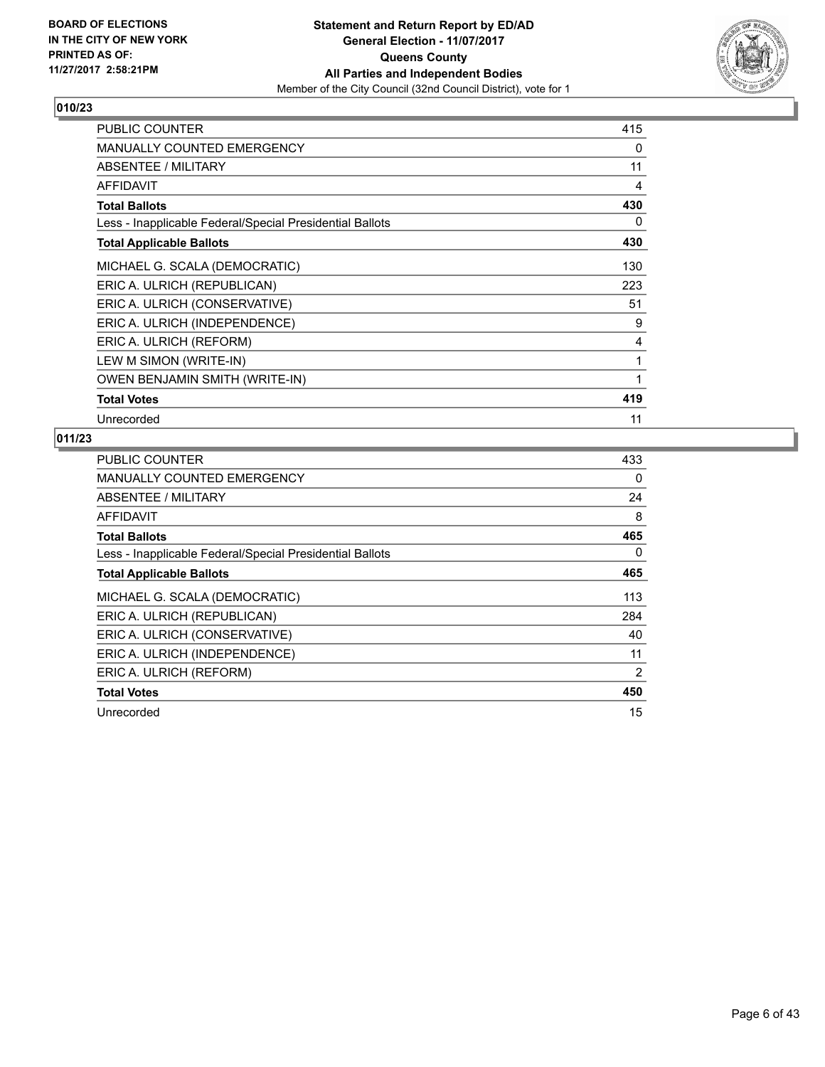**BOARD OF ELECTIONS IN THE CITY OF NEW YORK PRINTED AS OF: 11/27/2017 2:58:21PM**

**Statement and Return Report by ED/AD**
**General Election - 11/07/2017**
**Queens County**
**All Parties and Independent Bodies**
Member of the City Council (32nd Council District), vote for 1

## 010/23

| | |
|---|---|
| PUBLIC COUNTER | 415 |
| MANUALLY COUNTED EMERGENCY | 0 |
| ABSENTEE / MILITARY | 11 |
| AFFIDAVIT | 4 |
| **Total Ballots** | **430** |
| Less - Inapplicable Federal/Special Presidential Ballots | 0 |
| **Total Applicable Ballots** | **430** |
| MICHAEL G. SCALA (DEMOCRATIC) | 130 |
| ERIC A. ULRICH (REPUBLICAN) | 223 |
| ERIC A. ULRICH (CONSERVATIVE) | 51 |
| ERIC A. ULRICH (INDEPENDENCE) | 9 |
| ERIC A. ULRICH (REFORM) | 4 |
| LEW M SIMON (WRITE-IN) | 1 |
| OWEN BENJAMIN SMITH (WRITE-IN) | 1 |
| **Total Votes** | **419** |
| Unrecorded | 11 |

## 011/23

| | |
|---|---|
| PUBLIC COUNTER | 433 |
| MANUALLY COUNTED EMERGENCY | 0 |
| ABSENTEE / MILITARY | 24 |
| AFFIDAVIT | 8 |
| **Total Ballots** | **465** |
| Less - Inapplicable Federal/Special Presidential Ballots | 0 |
| **Total Applicable Ballots** | **465** |
| MICHAEL G. SCALA (DEMOCRATIC) | 113 |
| ERIC A. ULRICH (REPUBLICAN) | 284 |
| ERIC A. ULRICH (CONSERVATIVE) | 40 |
| ERIC A. ULRICH (INDEPENDENCE) | 11 |
| ERIC A. ULRICH (REFORM) | 2 |
| **Total Votes** | **450** |
| Unrecorded | 15 |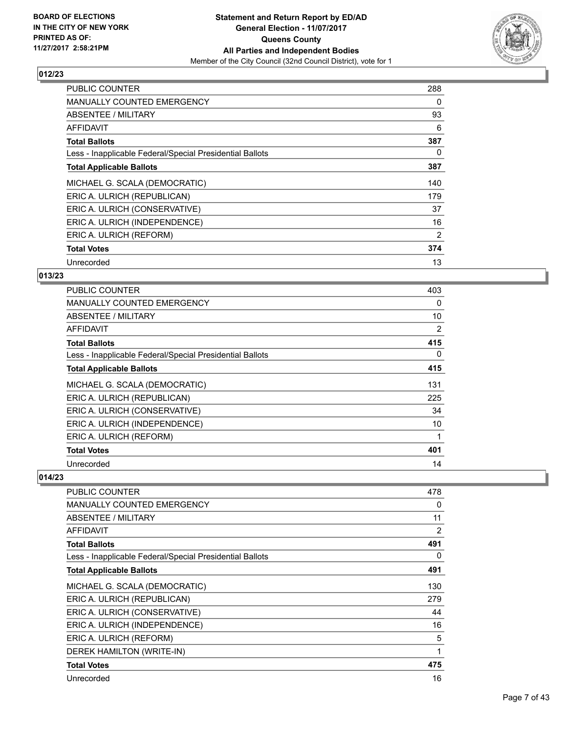**Statement and Return Report by ED/AD**
**General Election - 11/07/2017**
**Queens County**
**All Parties and Independent Bodies**
Member of the City Council (32nd Council District), vote for 1

BOARD OF ELECTIONS
IN THE CITY OF NEW YORK
PRINTED AS OF:
11/27/2017 2:58:21PM

### 012/23

| | |
|---|---|
| PUBLIC COUNTER | 288 |
| MANUALLY COUNTED EMERGENCY | 0 |
| ABSENTEE / MILITARY | 93 |
| AFFIDAVIT | 6 |
| **Total Ballots** | **387** |
| Less - Inapplicable Federal/Special Presidential Ballots | 0 |
| **Total Applicable Ballots** | **387** |
| MICHAEL G. SCALA (DEMOCRATIC) | 140 |
| ERIC A. ULRICH (REPUBLICAN) | 179 |
| ERIC A. ULRICH (CONSERVATIVE) | 37 |
| ERIC A. ULRICH (INDEPENDENCE) | 16 |
| ERIC A. ULRICH (REFORM) | 2 |
| **Total Votes** | **374** |
| Unrecorded | 13 |

### 013/23

| | |
|---|---|
| PUBLIC COUNTER | 403 |
| MANUALLY COUNTED EMERGENCY | 0 |
| ABSENTEE / MILITARY | 10 |
| AFFIDAVIT | 2 |
| **Total Ballots** | **415** |
| Less - Inapplicable Federal/Special Presidential Ballots | 0 |
| **Total Applicable Ballots** | **415** |
| MICHAEL G. SCALA (DEMOCRATIC) | 131 |
| ERIC A. ULRICH (REPUBLICAN) | 225 |
| ERIC A. ULRICH (CONSERVATIVE) | 34 |
| ERIC A. ULRICH (INDEPENDENCE) | 10 |
| ERIC A. ULRICH (REFORM) | 1 |
| **Total Votes** | **401** |
| Unrecorded | 14 |

### 014/23

| | |
|---|---|
| PUBLIC COUNTER | 478 |
| MANUALLY COUNTED EMERGENCY | 0 |
| ABSENTEE / MILITARY | 11 |
| AFFIDAVIT | 2 |
| **Total Ballots** | **491** |
| Less - Inapplicable Federal/Special Presidential Ballots | 0 |
| **Total Applicable Ballots** | **491** |
| MICHAEL G. SCALA (DEMOCRATIC) | 130 |
| ERIC A. ULRICH (REPUBLICAN) | 279 |
| ERIC A. ULRICH (CONSERVATIVE) | 44 |
| ERIC A. ULRICH (INDEPENDENCE) | 16 |
| ERIC A. ULRICH (REFORM) | 5 |
| DEREK HAMILTON (WRITE-IN) | 1 |
| **Total Votes** | **475** |
| Unrecorded | 16 |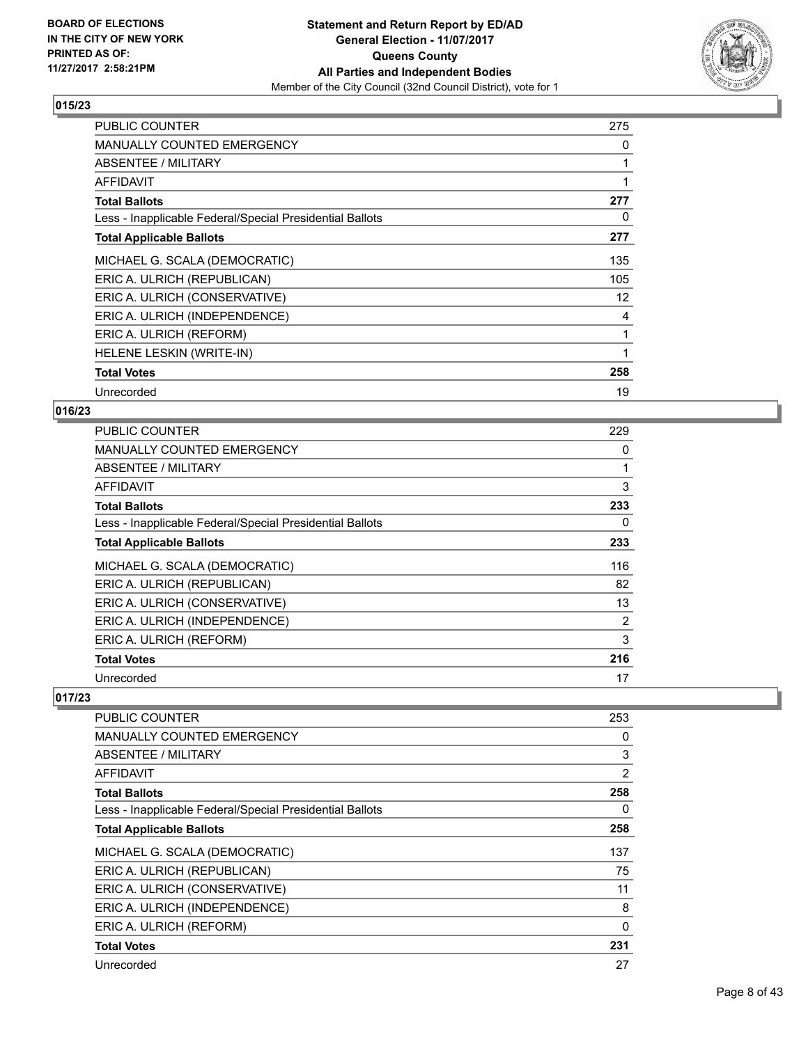**BOARD OF ELECTIONS IN THE CITY OF NEW YORK PRINTED AS OF: 11/27/2017 2:58:21PM**

**Statement and Return Report by ED/AD**
**General Election - 11/07/2017**
**Queens County**
**All Parties and Independent Bodies**
Member of the City Council (32nd Council District), vote for 1

## 015/23

| | |
|---|---|
| PUBLIC COUNTER | 275 |
| MANUALLY COUNTED EMERGENCY | 0 |
| ABSENTEE / MILITARY | 1 |
| AFFIDAVIT | 1 |
| **Total Ballots** | **277** |
| Less - Inapplicable Federal/Special Presidential Ballots | 0 |
| **Total Applicable Ballots** | **277** |
| MICHAEL G. SCALA (DEMOCRATIC) | 135 |
| ERIC A. ULRICH (REPUBLICAN) | 105 |
| ERIC A. ULRICH (CONSERVATIVE) | 12 |
| ERIC A. ULRICH (INDEPENDENCE) | 4 |
| ERIC A. ULRICH (REFORM) | 1 |
| HELENE LESKIN (WRITE-IN) | 1 |
| **Total Votes** | **258** |
| Unrecorded | 19 |

## 016/23

| | |
|---|---|
| PUBLIC COUNTER | 229 |
| MANUALLY COUNTED EMERGENCY | 0 |
| ABSENTEE / MILITARY | 1 |
| AFFIDAVIT | 3 |
| **Total Ballots** | **233** |
| Less - Inapplicable Federal/Special Presidential Ballots | 0 |
| **Total Applicable Ballots** | **233** |
| MICHAEL G. SCALA (DEMOCRATIC) | 116 |
| ERIC A. ULRICH (REPUBLICAN) | 82 |
| ERIC A. ULRICH (CONSERVATIVE) | 13 |
| ERIC A. ULRICH (INDEPENDENCE) | 2 |
| ERIC A. ULRICH (REFORM) | 3 |
| **Total Votes** | **216** |
| Unrecorded | 17 |

## 017/23

| | |
|---|---|
| PUBLIC COUNTER | 253 |
| MANUALLY COUNTED EMERGENCY | 0 |
| ABSENTEE / MILITARY | 3 |
| AFFIDAVIT | 2 |
| **Total Ballots** | **258** |
| Less - Inapplicable Federal/Special Presidential Ballots | 0 |
| **Total Applicable Ballots** | **258** |
| MICHAEL G. SCALA (DEMOCRATIC) | 137 |
| ERIC A. ULRICH (REPUBLICAN) | 75 |
| ERIC A. ULRICH (CONSERVATIVE) | 11 |
| ERIC A. ULRICH (INDEPENDENCE) | 8 |
| ERIC A. ULRICH (REFORM) | 0 |
| **Total Votes** | **231** |
| Unrecorded | 27 |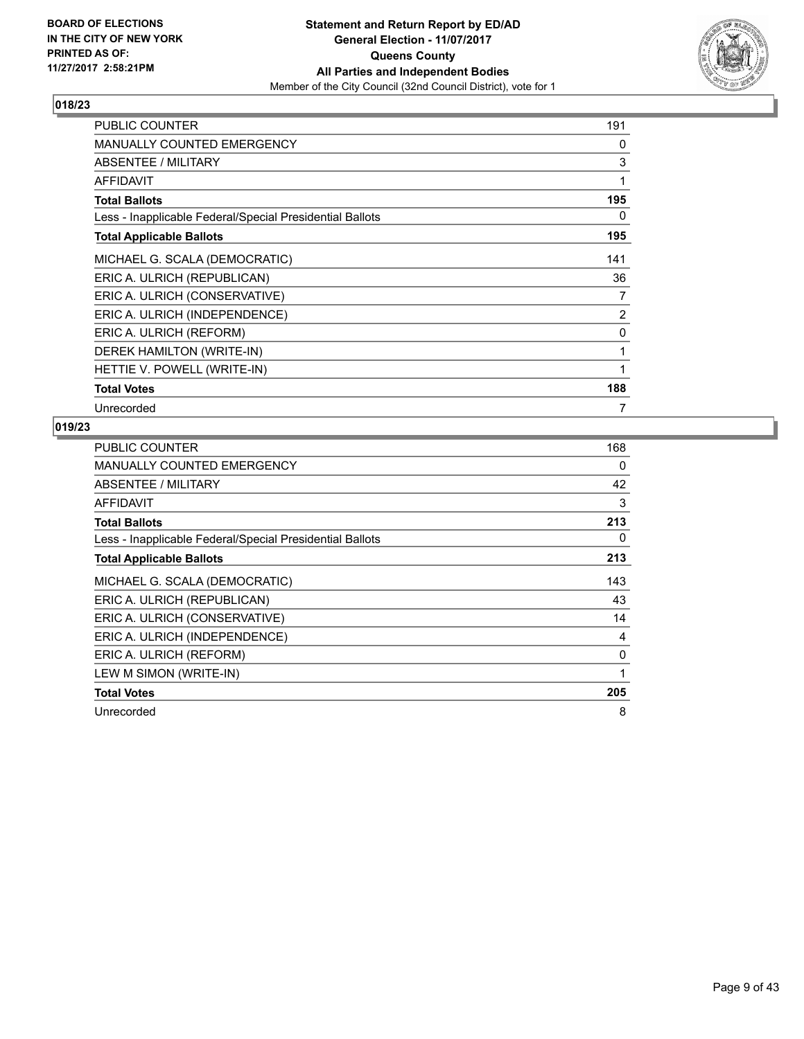## 018/23

| | |
|---|---|
| PUBLIC COUNTER | 191 |
| MANUALLY COUNTED EMERGENCY | 0 |
| ABSENTEE / MILITARY | 3 |
| AFFIDAVIT | 1 |
| **Total Ballots** | **195** |
| Less - Inapplicable Federal/Special Presidential Ballots | 0 |
| **Total Applicable Ballots** | **195** |
| MICHAEL G. SCALA (DEMOCRATIC) | 141 |
| ERIC A. ULRICH (REPUBLICAN) | 36 |
| ERIC A. ULRICH (CONSERVATIVE) | 7 |
| ERIC A. ULRICH (INDEPENDENCE) | 2 |
| ERIC A. ULRICH (REFORM) | 0 |
| DEREK HAMILTON (WRITE-IN) | 1 |
| HETTIE V. POWELL (WRITE-IN) | 1 |
| **Total Votes** | **188** |
| Unrecorded | 7 |

## 019/23

| | |
|---|---|
| PUBLIC COUNTER | 168 |
| MANUALLY COUNTED EMERGENCY | 0 |
| ABSENTEE / MILITARY | 42 |
| AFFIDAVIT | 3 |
| **Total Ballots** | **213** |
| Less - Inapplicable Federal/Special Presidential Ballots | 0 |
| **Total Applicable Ballots** | **213** |
| MICHAEL G. SCALA (DEMOCRATIC) | 143 |
| ERIC A. ULRICH (REPUBLICAN) | 43 |
| ERIC A. ULRICH (CONSERVATIVE) | 14 |
| ERIC A. ULRICH (INDEPENDENCE) | 4 |
| ERIC A. ULRICH (REFORM) | 0 |
| LEW M SIMON (WRITE-IN) | 1 |
| **Total Votes** | **205** |
| Unrecorded | 8 |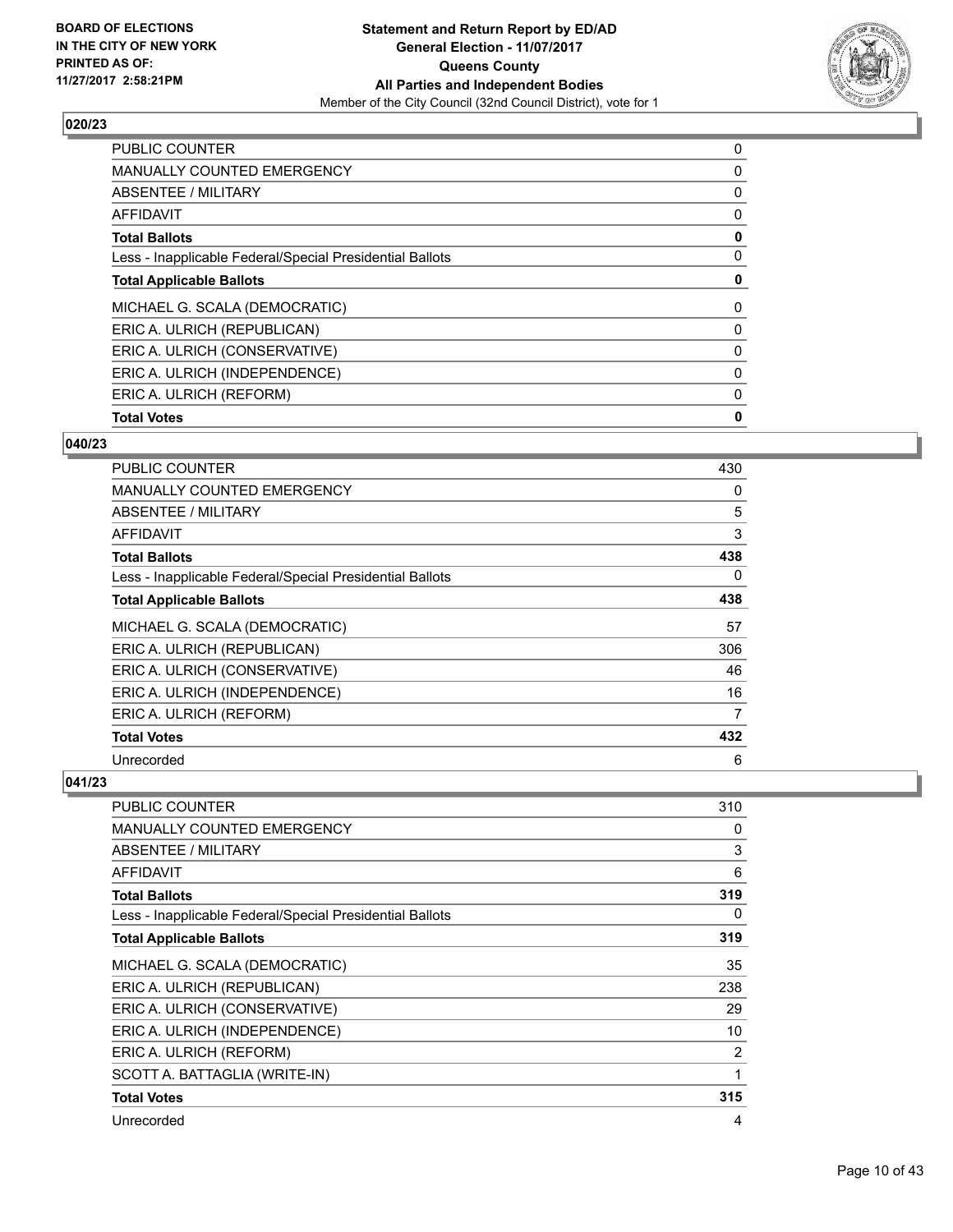**BOARD OF ELECTIONS IN THE CITY OF NEW YORK PRINTED AS OF: 11/27/2017 2:58:21PM**

**Statement and Return Report by ED/AD General Election - 11/07/2017 Queens County All Parties and Independent Bodies**
Member of the City Council (32nd Council District), vote for 1

### 020/23

| | |
|---|---|
| PUBLIC COUNTER | 0 |
| MANUALLY COUNTED EMERGENCY | 0 |
| ABSENTEE / MILITARY | 0 |
| AFFIDAVIT | 0 |
| **Total Ballots** | **0** |
| Less - Inapplicable Federal/Special Presidential Ballots | 0 |
| **Total Applicable Ballots** | **0** |
| MICHAEL G. SCALA (DEMOCRATIC) | 0 |
| ERIC A. ULRICH (REPUBLICAN) | 0 |
| ERIC A. ULRICH (CONSERVATIVE) | 0 |
| ERIC A. ULRICH (INDEPENDENCE) | 0 |
| ERIC A. ULRICH (REFORM) | 0 |
| **Total Votes** | **0** |

### 040/23

| | |
|---|---|
| PUBLIC COUNTER | 430 |
| MANUALLY COUNTED EMERGENCY | 0 |
| ABSENTEE / MILITARY | 5 |
| AFFIDAVIT | 3 |
| **Total Ballots** | **438** |
| Less - Inapplicable Federal/Special Presidential Ballots | 0 |
| **Total Applicable Ballots** | **438** |
| MICHAEL G. SCALA (DEMOCRATIC) | 57 |
| ERIC A. ULRICH (REPUBLICAN) | 306 |
| ERIC A. ULRICH (CONSERVATIVE) | 46 |
| ERIC A. ULRICH (INDEPENDENCE) | 16 |
| ERIC A. ULRICH (REFORM) | 7 |
| **Total Votes** | **432** |
| Unrecorded | 6 |

### 041/23

| | |
|---|---|
| PUBLIC COUNTER | 310 |
| MANUALLY COUNTED EMERGENCY | 0 |
| ABSENTEE / MILITARY | 3 |
| AFFIDAVIT | 6 |
| **Total Ballots** | **319** |
| Less - Inapplicable Federal/Special Presidential Ballots | 0 |
| **Total Applicable Ballots** | **319** |
| MICHAEL G. SCALA (DEMOCRATIC) | 35 |
| ERIC A. ULRICH (REPUBLICAN) | 238 |
| ERIC A. ULRICH (CONSERVATIVE) | 29 |
| ERIC A. ULRICH (INDEPENDENCE) | 10 |
| ERIC A. ULRICH (REFORM) | 2 |
| SCOTT A. BATTAGLIA (WRITE-IN) | 1 |
| **Total Votes** | **315** |
| Unrecorded | 4 |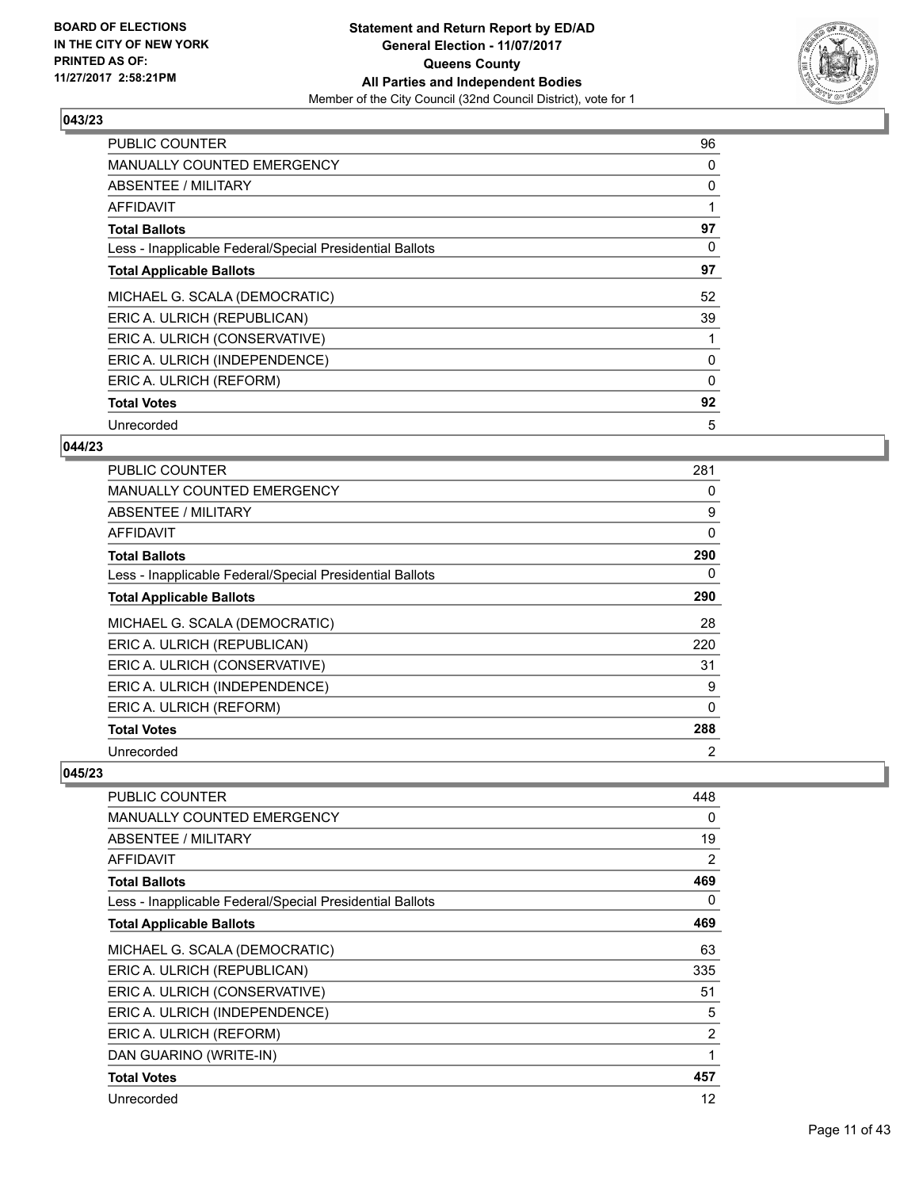**BOARD OF ELECTIONS IN THE CITY OF NEW YORK PRINTED AS OF: 11/27/2017 2:58:21PM**

**Statement and Return Report by ED/AD General Election - 11/07/2017 Queens County All Parties and Independent Bodies**
Member of the City Council (32nd Council District), vote for 1

### 043/23

| | |
|---|---|
| PUBLIC COUNTER | 96 |
| MANUALLY COUNTED EMERGENCY | 0 |
| ABSENTEE / MILITARY | 0 |
| AFFIDAVIT | 1 |
| **Total Ballots** | **97** |
| Less - Inapplicable Federal/Special Presidential Ballots | 0 |
| **Total Applicable Ballots** | **97** |
| MICHAEL G. SCALA (DEMOCRATIC) | 52 |
| ERIC A. ULRICH (REPUBLICAN) | 39 |
| ERIC A. ULRICH (CONSERVATIVE) | 1 |
| ERIC A. ULRICH (INDEPENDENCE) | 0 |
| ERIC A. ULRICH (REFORM) | 0 |
| **Total Votes** | **92** |
| Unrecorded | 5 |

### 044/23

| | |
|---|---|
| PUBLIC COUNTER | 281 |
| MANUALLY COUNTED EMERGENCY | 0 |
| ABSENTEE / MILITARY | 9 |
| AFFIDAVIT | 0 |
| **Total Ballots** | **290** |
| Less - Inapplicable Federal/Special Presidential Ballots | 0 |
| **Total Applicable Ballots** | **290** |
| MICHAEL G. SCALA (DEMOCRATIC) | 28 |
| ERIC A. ULRICH (REPUBLICAN) | 220 |
| ERIC A. ULRICH (CONSERVATIVE) | 31 |
| ERIC A. ULRICH (INDEPENDENCE) | 9 |
| ERIC A. ULRICH (REFORM) | 0 |
| **Total Votes** | **288** |
| Unrecorded | 2 |

### 045/23

| | |
|---|---|
| PUBLIC COUNTER | 448 |
| MANUALLY COUNTED EMERGENCY | 0 |
| ABSENTEE / MILITARY | 19 |
| AFFIDAVIT | 2 |
| **Total Ballots** | **469** |
| Less - Inapplicable Federal/Special Presidential Ballots | 0 |
| **Total Applicable Ballots** | **469** |
| MICHAEL G. SCALA (DEMOCRATIC) | 63 |
| ERIC A. ULRICH (REPUBLICAN) | 335 |
| ERIC A. ULRICH (CONSERVATIVE) | 51 |
| ERIC A. ULRICH (INDEPENDENCE) | 5 |
| ERIC A. ULRICH (REFORM) | 2 |
| DAN GUARINO (WRITE-IN) | 1 |
| **Total Votes** | **457** |
| Unrecorded | 12 |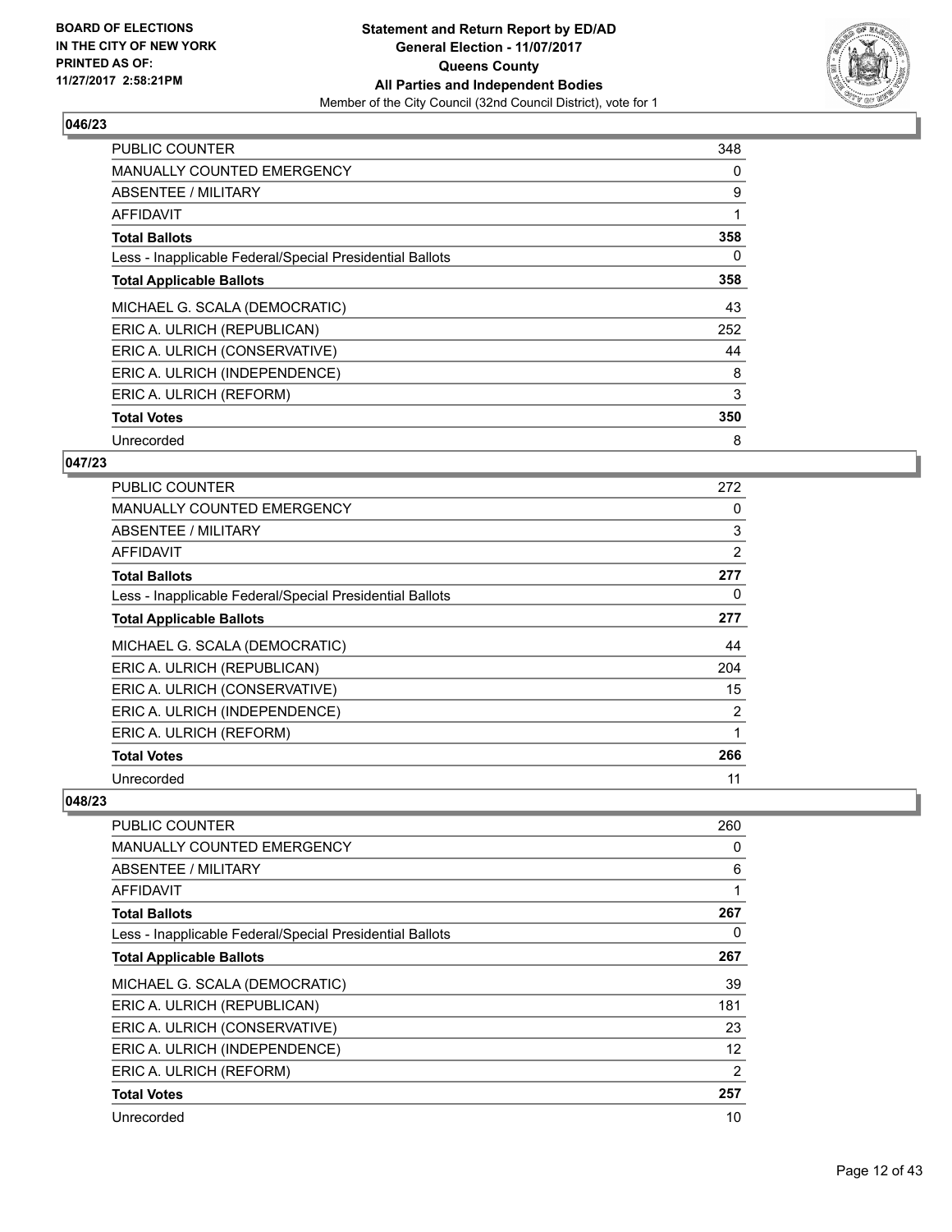**BOARD OF ELECTIONS IN THE CITY OF NEW YORK PRINTED AS OF: 11/27/2017 2:58:21PM**

**Statement and Return Report by ED/AD**
**General Election - 11/07/2017**
**Queens County**
**All Parties and Independent Bodies**
Member of the City Council (32nd Council District), vote for 1

### 046/23

| | |
|---|---|
| PUBLIC COUNTER | 348 |
| MANUALLY COUNTED EMERGENCY | 0 |
| ABSENTEE / MILITARY | 9 |
| AFFIDAVIT | 1 |
| **Total Ballots** | **358** |
| Less - Inapplicable Federal/Special Presidential Ballots | 0 |
| **Total Applicable Ballots** | **358** |
| MICHAEL G. SCALA (DEMOCRATIC) | 43 |
| ERIC A. ULRICH (REPUBLICAN) | 252 |
| ERIC A. ULRICH (CONSERVATIVE) | 44 |
| ERIC A. ULRICH (INDEPENDENCE) | 8 |
| ERIC A. ULRICH (REFORM) | 3 |
| **Total Votes** | **350** |
| Unrecorded | 8 |

### 047/23

| | |
|---|---|
| PUBLIC COUNTER | 272 |
| MANUALLY COUNTED EMERGENCY | 0 |
| ABSENTEE / MILITARY | 3 |
| AFFIDAVIT | 2 |
| **Total Ballots** | **277** |
| Less - Inapplicable Federal/Special Presidential Ballots | 0 |
| **Total Applicable Ballots** | **277** |
| MICHAEL G. SCALA (DEMOCRATIC) | 44 |
| ERIC A. ULRICH (REPUBLICAN) | 204 |
| ERIC A. ULRICH (CONSERVATIVE) | 15 |
| ERIC A. ULRICH (INDEPENDENCE) | 2 |
| ERIC A. ULRICH (REFORM) | 1 |
| **Total Votes** | **266** |
| Unrecorded | 11 |

### 048/23

| | |
|---|---|
| PUBLIC COUNTER | 260 |
| MANUALLY COUNTED EMERGENCY | 0 |
| ABSENTEE / MILITARY | 6 |
| AFFIDAVIT | 1 |
| **Total Ballots** | **267** |
| Less - Inapplicable Federal/Special Presidential Ballots | 0 |
| **Total Applicable Ballots** | **267** |
| MICHAEL G. SCALA (DEMOCRATIC) | 39 |
| ERIC A. ULRICH (REPUBLICAN) | 181 |
| ERIC A. ULRICH (CONSERVATIVE) | 23 |
| ERIC A. ULRICH (INDEPENDENCE) | 12 |
| ERIC A. ULRICH (REFORM) | 2 |
| **Total Votes** | **257** |
| Unrecorded | 10 |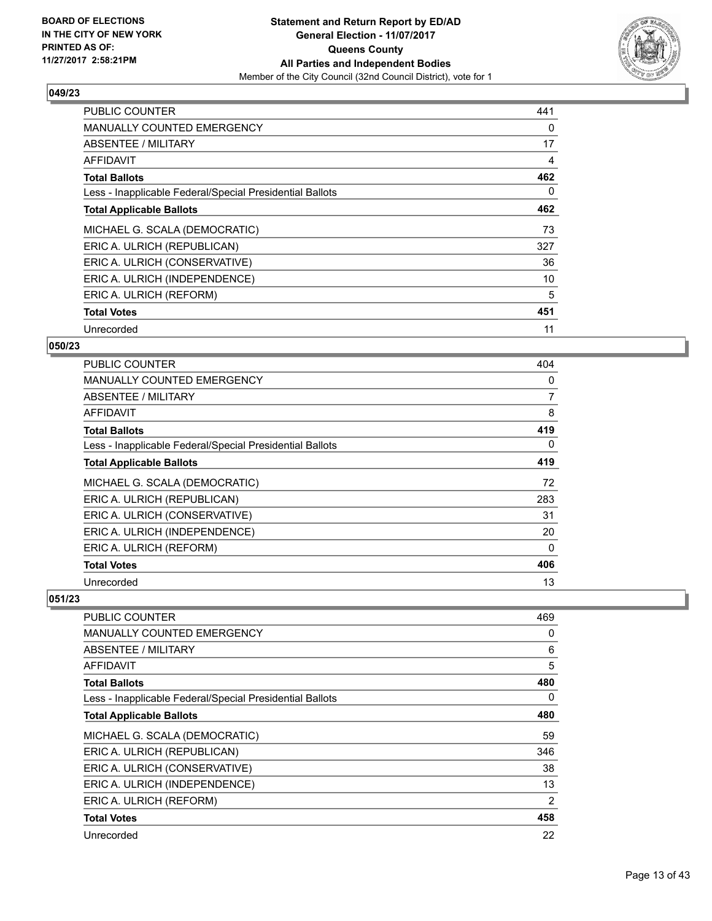BOARD OF ELECTIONS
IN THE CITY OF NEW YORK
PRINTED AS OF:
11/27/2017 2:58:21PM

**Statement and Return Report by ED/AD**
**General Election - 11/07/2017**
**Queens County**
**All Parties and Independent Bodies**
Member of the City Council (32nd Council District), vote for 1

### 049/23

| | |
|---|---|
| PUBLIC COUNTER | 441 |
| MANUALLY COUNTED EMERGENCY | 0 |
| ABSENTEE / MILITARY | 17 |
| AFFIDAVIT | 4 |
| **Total Ballots** | **462** |
| Less - Inapplicable Federal/Special Presidential Ballots | 0 |
| **Total Applicable Ballots** | **462** |
| MICHAEL G. SCALA (DEMOCRATIC) | 73 |
| ERIC A. ULRICH (REPUBLICAN) | 327 |
| ERIC A. ULRICH (CONSERVATIVE) | 36 |
| ERIC A. ULRICH (INDEPENDENCE) | 10 |
| ERIC A. ULRICH (REFORM) | 5 |
| **Total Votes** | **451** |
| Unrecorded | 11 |

### 050/23

| | |
|---|---|
| PUBLIC COUNTER | 404 |
| MANUALLY COUNTED EMERGENCY | 0 |
| ABSENTEE / MILITARY | 7 |
| AFFIDAVIT | 8 |
| **Total Ballots** | **419** |
| Less - Inapplicable Federal/Special Presidential Ballots | 0 |
| **Total Applicable Ballots** | **419** |
| MICHAEL G. SCALA (DEMOCRATIC) | 72 |
| ERIC A. ULRICH (REPUBLICAN) | 283 |
| ERIC A. ULRICH (CONSERVATIVE) | 31 |
| ERIC A. ULRICH (INDEPENDENCE) | 20 |
| ERIC A. ULRICH (REFORM) | 0 |
| **Total Votes** | **406** |
| Unrecorded | 13 |

### 051/23

| | |
|---|---|
| PUBLIC COUNTER | 469 |
| MANUALLY COUNTED EMERGENCY | 0 |
| ABSENTEE / MILITARY | 6 |
| AFFIDAVIT | 5 |
| **Total Ballots** | **480** |
| Less - Inapplicable Federal/Special Presidential Ballots | 0 |
| **Total Applicable Ballots** | **480** |
| MICHAEL G. SCALA (DEMOCRATIC) | 59 |
| ERIC A. ULRICH (REPUBLICAN) | 346 |
| ERIC A. ULRICH (CONSERVATIVE) | 38 |
| ERIC A. ULRICH (INDEPENDENCE) | 13 |
| ERIC A. ULRICH (REFORM) | 2 |
| **Total Votes** | **458** |
| Unrecorded | 22 |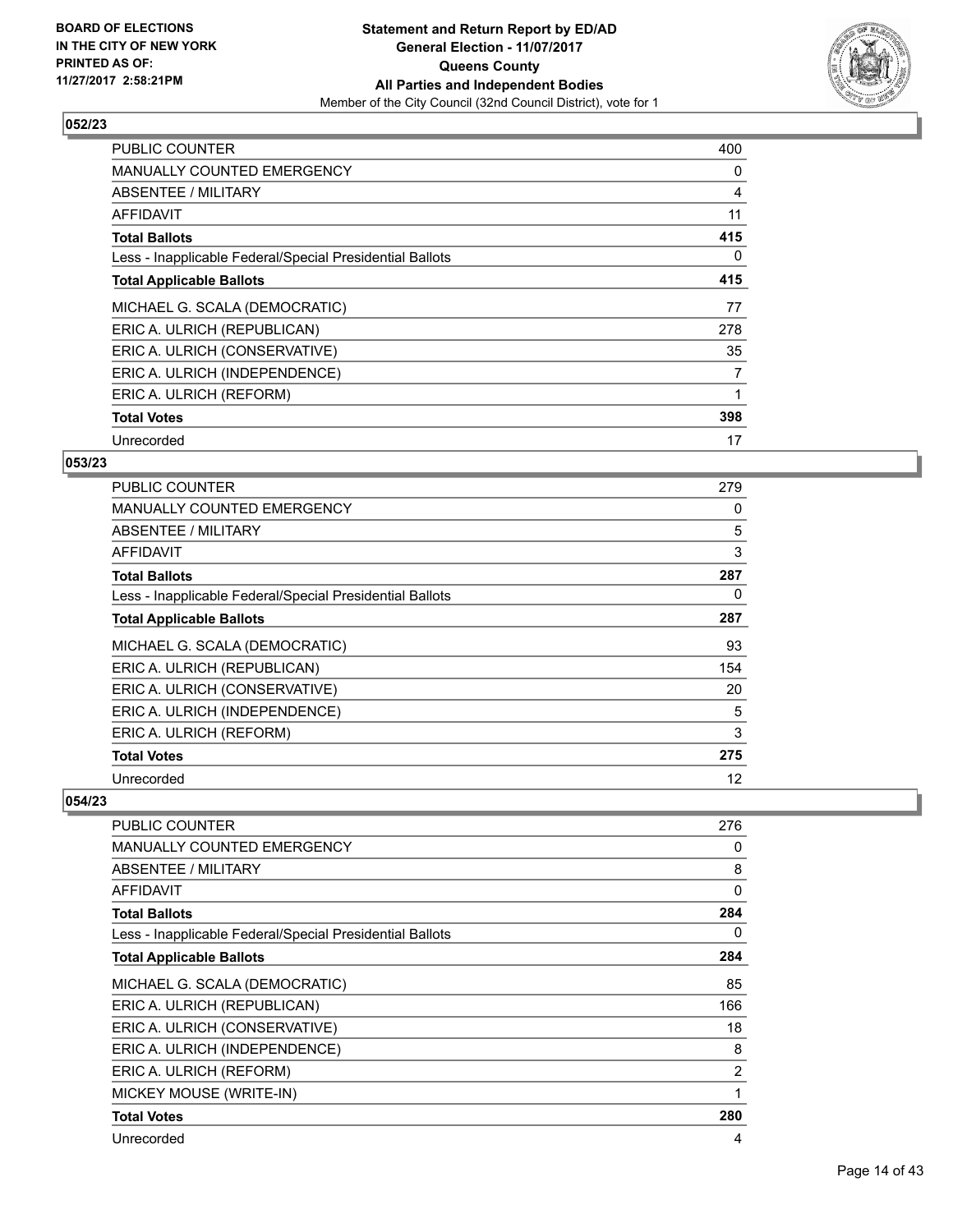BOARD OF ELECTIONS
IN THE CITY OF NEW YORK
PRINTED AS OF:
11/27/2017 2:58:21PM

**Statement and Return Report by ED/AD**
**General Election - 11/07/2017**
**Queens County**
**All Parties and Independent Bodies**
Member of the City Council (32nd Council District), vote for 1

### 052/23

| | |
|---|---|
| PUBLIC COUNTER | 400 |
| MANUALLY COUNTED EMERGENCY | 0 |
| ABSENTEE / MILITARY | 4 |
| AFFIDAVIT | 11 |
| **Total Ballots** | **415** |
| Less - Inapplicable Federal/Special Presidential Ballots | 0 |
| **Total Applicable Ballots** | **415** |
| MICHAEL G. SCALA (DEMOCRATIC) | 77 |
| ERIC A. ULRICH (REPUBLICAN) | 278 |
| ERIC A. ULRICH (CONSERVATIVE) | 35 |
| ERIC A. ULRICH (INDEPENDENCE) | 7 |
| ERIC A. ULRICH (REFORM) | 1 |
| **Total Votes** | **398** |
| Unrecorded | 17 |

### 053/23

| | |
|---|---|
| PUBLIC COUNTER | 279 |
| MANUALLY COUNTED EMERGENCY | 0 |
| ABSENTEE / MILITARY | 5 |
| AFFIDAVIT | 3 |
| **Total Ballots** | **287** |
| Less - Inapplicable Federal/Special Presidential Ballots | 0 |
| **Total Applicable Ballots** | **287** |
| MICHAEL G. SCALA (DEMOCRATIC) | 93 |
| ERIC A. ULRICH (REPUBLICAN) | 154 |
| ERIC A. ULRICH (CONSERVATIVE) | 20 |
| ERIC A. ULRICH (INDEPENDENCE) | 5 |
| ERIC A. ULRICH (REFORM) | 3 |
| **Total Votes** | **275** |
| Unrecorded | 12 |

### 054/23

| | |
|---|---|
| PUBLIC COUNTER | 276 |
| MANUALLY COUNTED EMERGENCY | 0 |
| ABSENTEE / MILITARY | 8 |
| AFFIDAVIT | 0 |
| **Total Ballots** | **284** |
| Less - Inapplicable Federal/Special Presidential Ballots | 0 |
| **Total Applicable Ballots** | **284** |
| MICHAEL G. SCALA (DEMOCRATIC) | 85 |
| ERIC A. ULRICH (REPUBLICAN) | 166 |
| ERIC A. ULRICH (CONSERVATIVE) | 18 |
| ERIC A. ULRICH (INDEPENDENCE) | 8 |
| ERIC A. ULRICH (REFORM) | 2 |
| MICKEY MOUSE (WRITE-IN) | 1 |
| **Total Votes** | **280** |
| Unrecorded | 4 |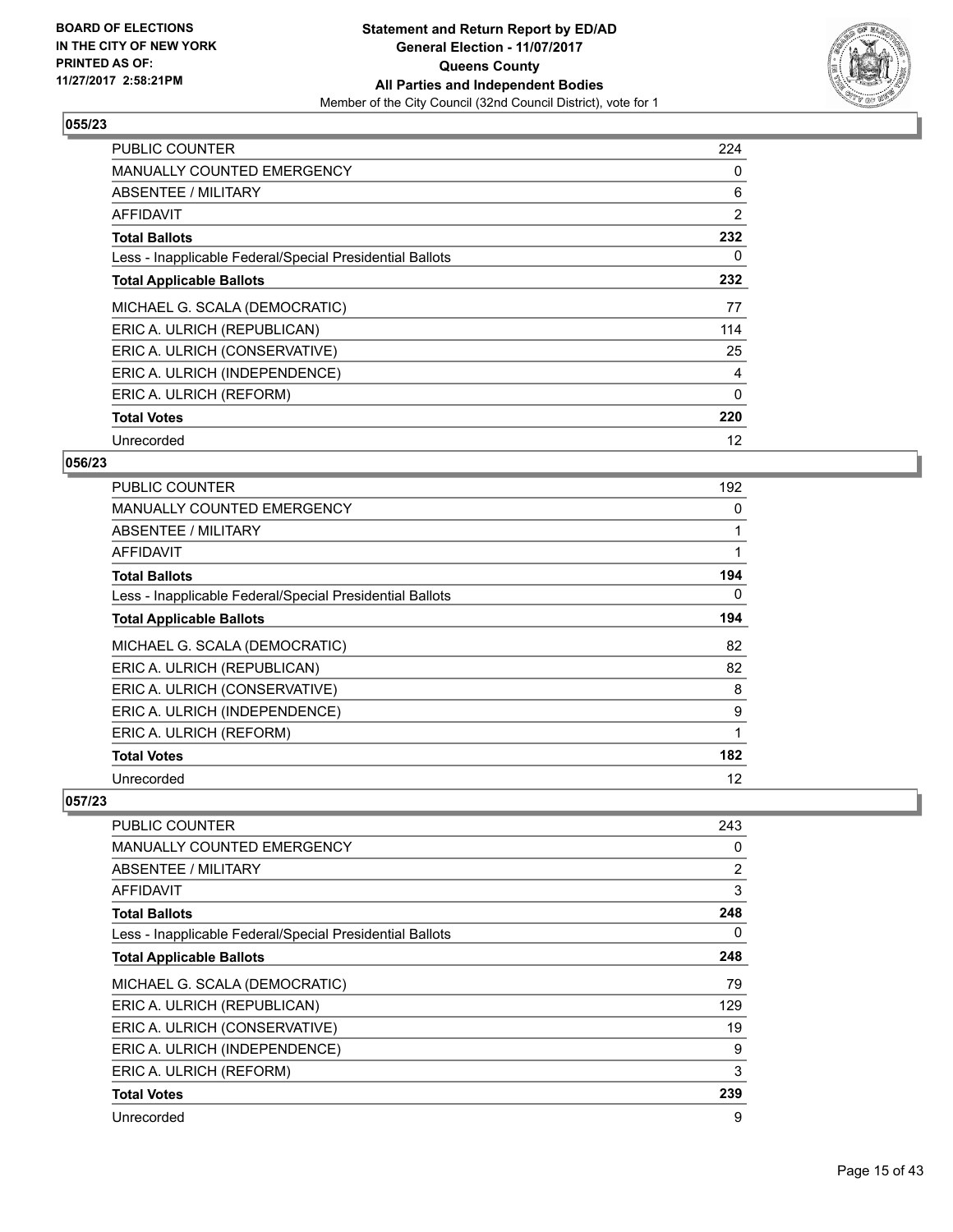**BOARD OF ELECTIONS IN THE CITY OF NEW YORK PRINTED AS OF: 11/27/2017 2:58:21PM**

**Statement and Return Report by ED/AD General Election - 11/07/2017 Queens County All Parties and Independent Bodies**

Member of the City Council (32nd Council District), vote for 1

## 055/23

| | |
|---|---|
| PUBLIC COUNTER | 224 |
| MANUALLY COUNTED EMERGENCY | 0 |
| ABSENTEE / MILITARY | 6 |
| AFFIDAVIT | 2 |
| **Total Ballots** | **232** |
| Less - Inapplicable Federal/Special Presidential Ballots | 0 |
| **Total Applicable Ballots** | **232** |
| MICHAEL G. SCALA (DEMOCRATIC) | 77 |
| ERIC A. ULRICH (REPUBLICAN) | 114 |
| ERIC A. ULRICH (CONSERVATIVE) | 25 |
| ERIC A. ULRICH (INDEPENDENCE) | 4 |
| ERIC A. ULRICH (REFORM) | 0 |
| **Total Votes** | **220** |
| Unrecorded | 12 |

## 056/23

| | |
|---|---|
| PUBLIC COUNTER | 192 |
| MANUALLY COUNTED EMERGENCY | 0 |
| ABSENTEE / MILITARY | 1 |
| AFFIDAVIT | 1 |
| **Total Ballots** | **194** |
| Less - Inapplicable Federal/Special Presidential Ballots | 0 |
| **Total Applicable Ballots** | **194** |
| MICHAEL G. SCALA (DEMOCRATIC) | 82 |
| ERIC A. ULRICH (REPUBLICAN) | 82 |
| ERIC A. ULRICH (CONSERVATIVE) | 8 |
| ERIC A. ULRICH (INDEPENDENCE) | 9 |
| ERIC A. ULRICH (REFORM) | 1 |
| **Total Votes** | **182** |
| Unrecorded | 12 |

## 057/23

| | |
|---|---|
| PUBLIC COUNTER | 243 |
| MANUALLY COUNTED EMERGENCY | 0 |
| ABSENTEE / MILITARY | 2 |
| AFFIDAVIT | 3 |
| **Total Ballots** | **248** |
| Less - Inapplicable Federal/Special Presidential Ballots | 0 |
| **Total Applicable Ballots** | **248** |
| MICHAEL G. SCALA (DEMOCRATIC) | 79 |
| ERIC A. ULRICH (REPUBLICAN) | 129 |
| ERIC A. ULRICH (CONSERVATIVE) | 19 |
| ERIC A. ULRICH (INDEPENDENCE) | 9 |
| ERIC A. ULRICH (REFORM) | 3 |
| **Total Votes** | **239** |
| Unrecorded | 9 |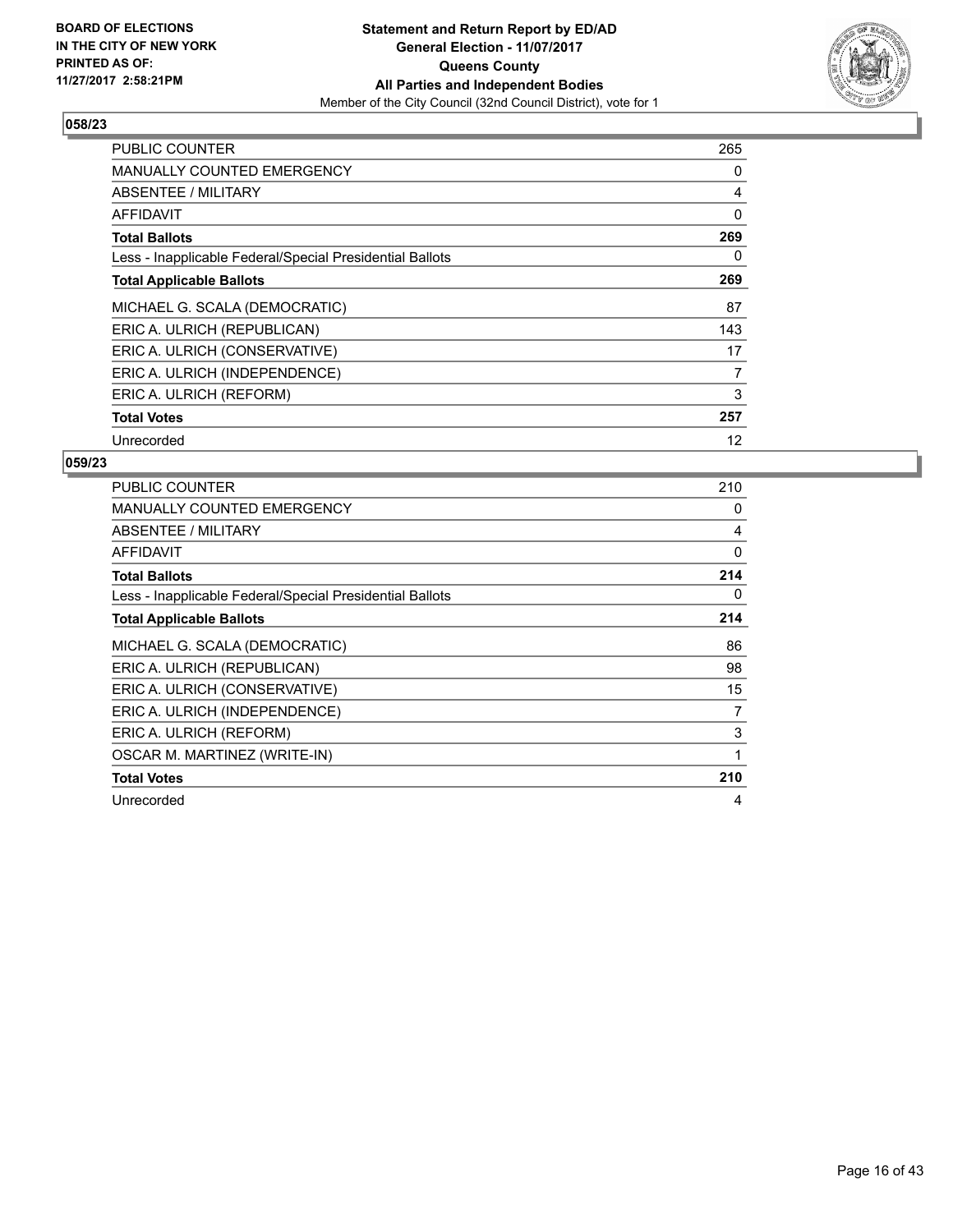BOARD OF ELECTIONS
IN THE CITY OF NEW YORK
PRINTED AS OF:
11/27/2017 2:58:21PM

**Statement and Return Report by ED/AD**
**General Election - 11/07/2017**
**Queens County**
**All Parties and Independent Bodies**
Member of the City Council (32nd Council District), vote for 1

## 058/23

| | |
|---|---|
| PUBLIC COUNTER | 265 |
| MANUALLY COUNTED EMERGENCY | 0 |
| ABSENTEE / MILITARY | 4 |
| AFFIDAVIT | 0 |
| **Total Ballots** | **269** |
| Less - Inapplicable Federal/Special Presidential Ballots | 0 |
| **Total Applicable Ballots** | **269** |
| MICHAEL G. SCALA (DEMOCRATIC) | 87 |
| ERIC A. ULRICH (REPUBLICAN) | 143 |
| ERIC A. ULRICH (CONSERVATIVE) | 17 |
| ERIC A. ULRICH (INDEPENDENCE) | 7 |
| ERIC A. ULRICH (REFORM) | 3 |
| **Total Votes** | **257** |
| Unrecorded | 12 |

## 059/23

| | |
|---|---|
| PUBLIC COUNTER | 210 |
| MANUALLY COUNTED EMERGENCY | 0 |
| ABSENTEE / MILITARY | 4 |
| AFFIDAVIT | 0 |
| **Total Ballots** | **214** |
| Less - Inapplicable Federal/Special Presidential Ballots | 0 |
| **Total Applicable Ballots** | **214** |
| MICHAEL G. SCALA (DEMOCRATIC) | 86 |
| ERIC A. ULRICH (REPUBLICAN) | 98 |
| ERIC A. ULRICH (CONSERVATIVE) | 15 |
| ERIC A. ULRICH (INDEPENDENCE) | 7 |
| ERIC A. ULRICH (REFORM) | 3 |
| OSCAR M. MARTINEZ (WRITE-IN) | 1 |
| **Total Votes** | **210** |
| Unrecorded | 4 |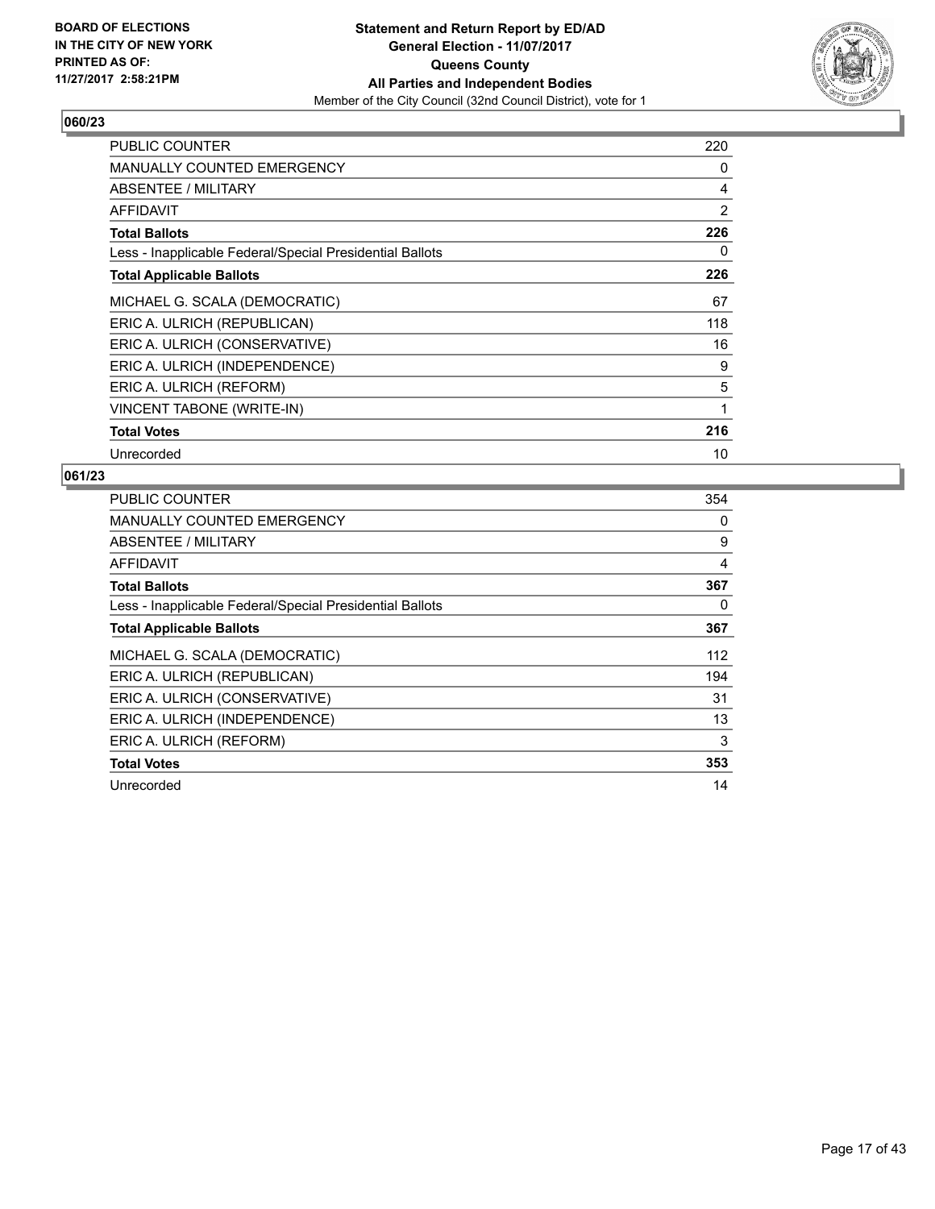**BOARD OF ELECTIONS IN THE CITY OF NEW YORK PRINTED AS OF: 11/27/2017 2:58:21PM**

**Statement and Return Report by ED/AD**
**General Election - 11/07/2017**
**Queens County**
**All Parties and Independent Bodies**
Member of the City Council (32nd Council District), vote for 1

### 060/23

| | |
|---|---|
| PUBLIC COUNTER | 220 |
| MANUALLY COUNTED EMERGENCY | 0 |
| ABSENTEE / MILITARY | 4 |
| AFFIDAVIT | 2 |
| **Total Ballots** | **226** |
| Less - Inapplicable Federal/Special Presidential Ballots | 0 |
| **Total Applicable Ballots** | **226** |
| MICHAEL G. SCALA (DEMOCRATIC) | 67 |
| ERIC A. ULRICH (REPUBLICAN) | 118 |
| ERIC A. ULRICH (CONSERVATIVE) | 16 |
| ERIC A. ULRICH (INDEPENDENCE) | 9 |
| ERIC A. ULRICH (REFORM) | 5 |
| VINCENT TABONE (WRITE-IN) | 1 |
| **Total Votes** | **216** |
| Unrecorded | 10 |

### 061/23

| | |
|---|---|
| PUBLIC COUNTER | 354 |
| MANUALLY COUNTED EMERGENCY | 0 |
| ABSENTEE / MILITARY | 9 |
| AFFIDAVIT | 4 |
| **Total Ballots** | **367** |
| Less - Inapplicable Federal/Special Presidential Ballots | 0 |
| **Total Applicable Ballots** | **367** |
| MICHAEL G. SCALA (DEMOCRATIC) | 112 |
| ERIC A. ULRICH (REPUBLICAN) | 194 |
| ERIC A. ULRICH (CONSERVATIVE) | 31 |
| ERIC A. ULRICH (INDEPENDENCE) | 13 |
| ERIC A. ULRICH (REFORM) | 3 |
| **Total Votes** | **353** |
| Unrecorded | 14 |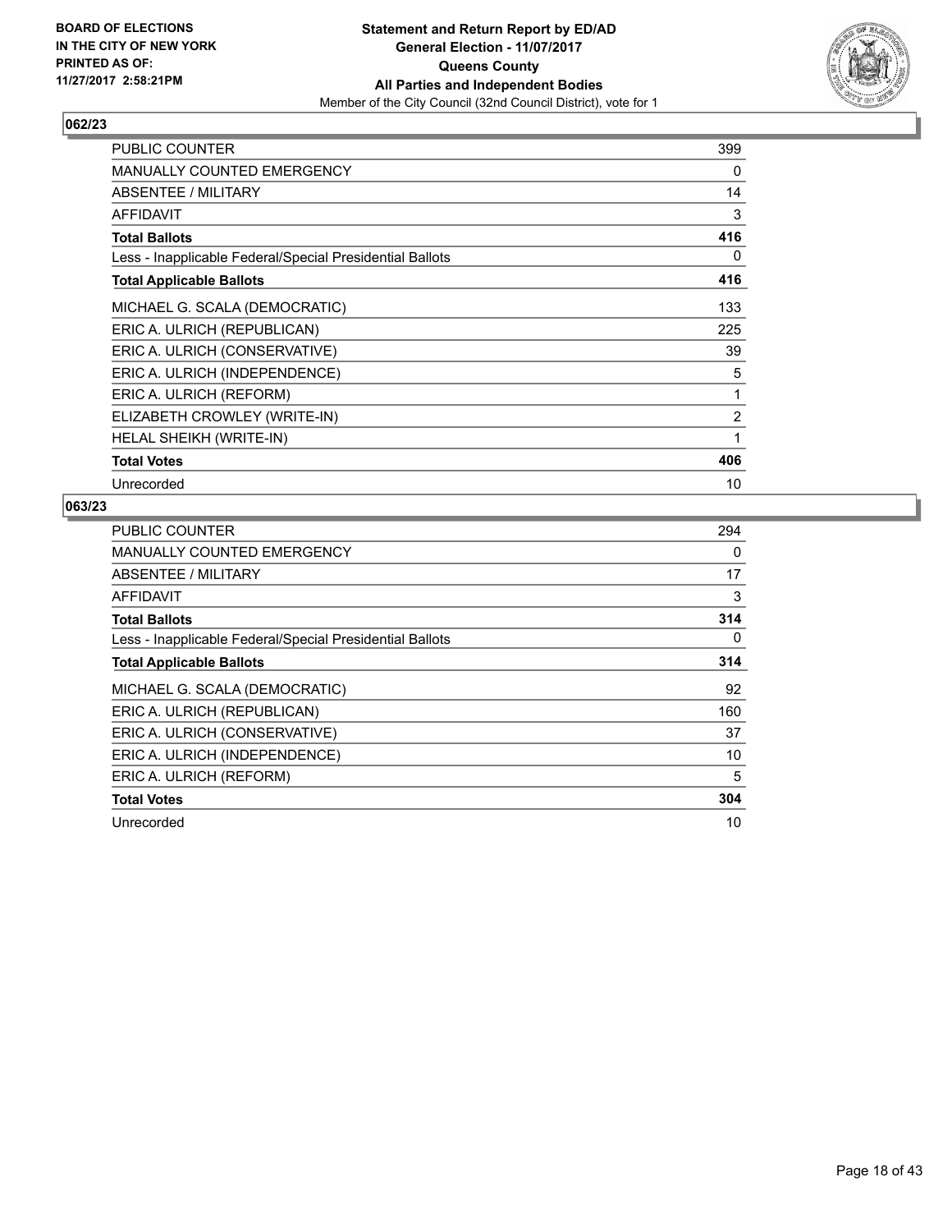BOARD OF ELECTIONS
IN THE CITY OF NEW YORK
PRINTED AS OF:
11/27/2017 2:58:21PM

**Statement and Return Report by ED/AD**
**General Election - 11/07/2017**
**Queens County**
**All Parties and Independent Bodies**
Member of the City Council (32nd Council District), vote for 1

### 062/23

| | |
|---|---|
| PUBLIC COUNTER | 399 |
| MANUALLY COUNTED EMERGENCY | 0 |
| ABSENTEE / MILITARY | 14 |
| AFFIDAVIT | 3 |
| **Total Ballots** | **416** |
| Less - Inapplicable Federal/Special Presidential Ballots | 0 |
| **Total Applicable Ballots** | **416** |
| MICHAEL G. SCALA (DEMOCRATIC) | 133 |
| ERIC A. ULRICH (REPUBLICAN) | 225 |
| ERIC A. ULRICH (CONSERVATIVE) | 39 |
| ERIC A. ULRICH (INDEPENDENCE) | 5 |
| ERIC A. ULRICH (REFORM) | 1 |
| ELIZABETH CROWLEY (WRITE-IN) | 2 |
| HELAL SHEIKH (WRITE-IN) | 1 |
| **Total Votes** | **406** |
| Unrecorded | 10 |

### 063/23

| | |
|---|---|
| PUBLIC COUNTER | 294 |
| MANUALLY COUNTED EMERGENCY | 0 |
| ABSENTEE / MILITARY | 17 |
| AFFIDAVIT | 3 |
| **Total Ballots** | **314** |
| Less - Inapplicable Federal/Special Presidential Ballots | 0 |
| **Total Applicable Ballots** | **314** |
| MICHAEL G. SCALA (DEMOCRATIC) | 92 |
| ERIC A. ULRICH (REPUBLICAN) | 160 |
| ERIC A. ULRICH (CONSERVATIVE) | 37 |
| ERIC A. ULRICH (INDEPENDENCE) | 10 |
| ERIC A. ULRICH (REFORM) | 5 |
| **Total Votes** | **304** |
| Unrecorded | 10 |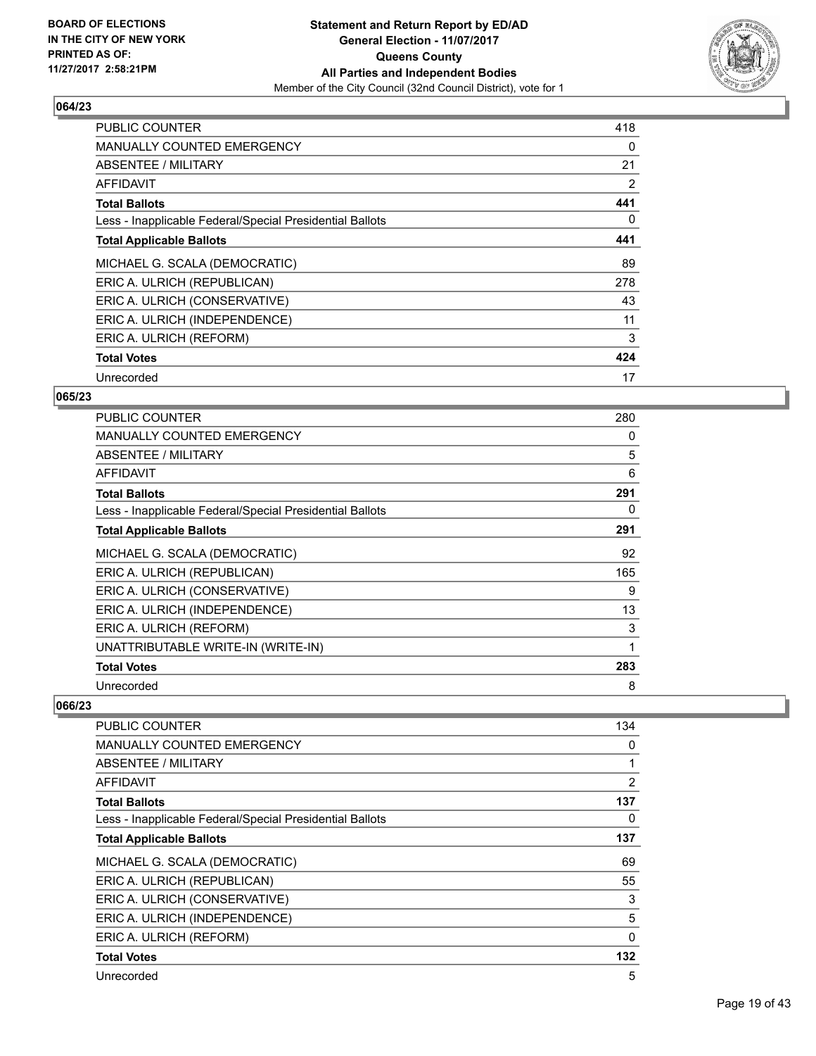**064/23**

| | |
|---|---|
| PUBLIC COUNTER | 418 |
| MANUALLY COUNTED EMERGENCY | 0 |
| ABSENTEE / MILITARY | 21 |
| AFFIDAVIT | 2 |
| **Total Ballots** | **441** |
| Less - Inapplicable Federal/Special Presidential Ballots | 0 |
| **Total Applicable Ballots** | **441** |
| MICHAEL G. SCALA (DEMOCRATIC) | 89 |
| ERIC A. ULRICH (REPUBLICAN) | 278 |
| ERIC A. ULRICH (CONSERVATIVE) | 43 |
| ERIC A. ULRICH (INDEPENDENCE) | 11 |
| ERIC A. ULRICH (REFORM) | 3 |
| **Total Votes** | **424** |
| Unrecorded | 17 |

**065/23**

| | |
|---|---|
| PUBLIC COUNTER | 280 |
| MANUALLY COUNTED EMERGENCY | 0 |
| ABSENTEE / MILITARY | 5 |
| AFFIDAVIT | 6 |
| **Total Ballots** | **291** |
| Less - Inapplicable Federal/Special Presidential Ballots | 0 |
| **Total Applicable Ballots** | **291** |
| MICHAEL G. SCALA (DEMOCRATIC) | 92 |
| ERIC A. ULRICH (REPUBLICAN) | 165 |
| ERIC A. ULRICH (CONSERVATIVE) | 9 |
| ERIC A. ULRICH (INDEPENDENCE) | 13 |
| ERIC A. ULRICH (REFORM) | 3 |
| UNATTRIBUTABLE WRITE-IN (WRITE-IN) | 1 |
| **Total Votes** | **283** |
| Unrecorded | 8 |

**066/23**

| | |
|---|---|
| PUBLIC COUNTER | 134 |
| MANUALLY COUNTED EMERGENCY | 0 |
| ABSENTEE / MILITARY | 1 |
| AFFIDAVIT | 2 |
| **Total Ballots** | **137** |
| Less - Inapplicable Federal/Special Presidential Ballots | 0 |
| **Total Applicable Ballots** | **137** |
| MICHAEL G. SCALA (DEMOCRATIC) | 69 |
| ERIC A. ULRICH (REPUBLICAN) | 55 |
| ERIC A. ULRICH (CONSERVATIVE) | 3 |
| ERIC A. ULRICH (INDEPENDENCE) | 5 |
| ERIC A. ULRICH (REFORM) | 0 |
| **Total Votes** | **132** |
| Unrecorded | 5 |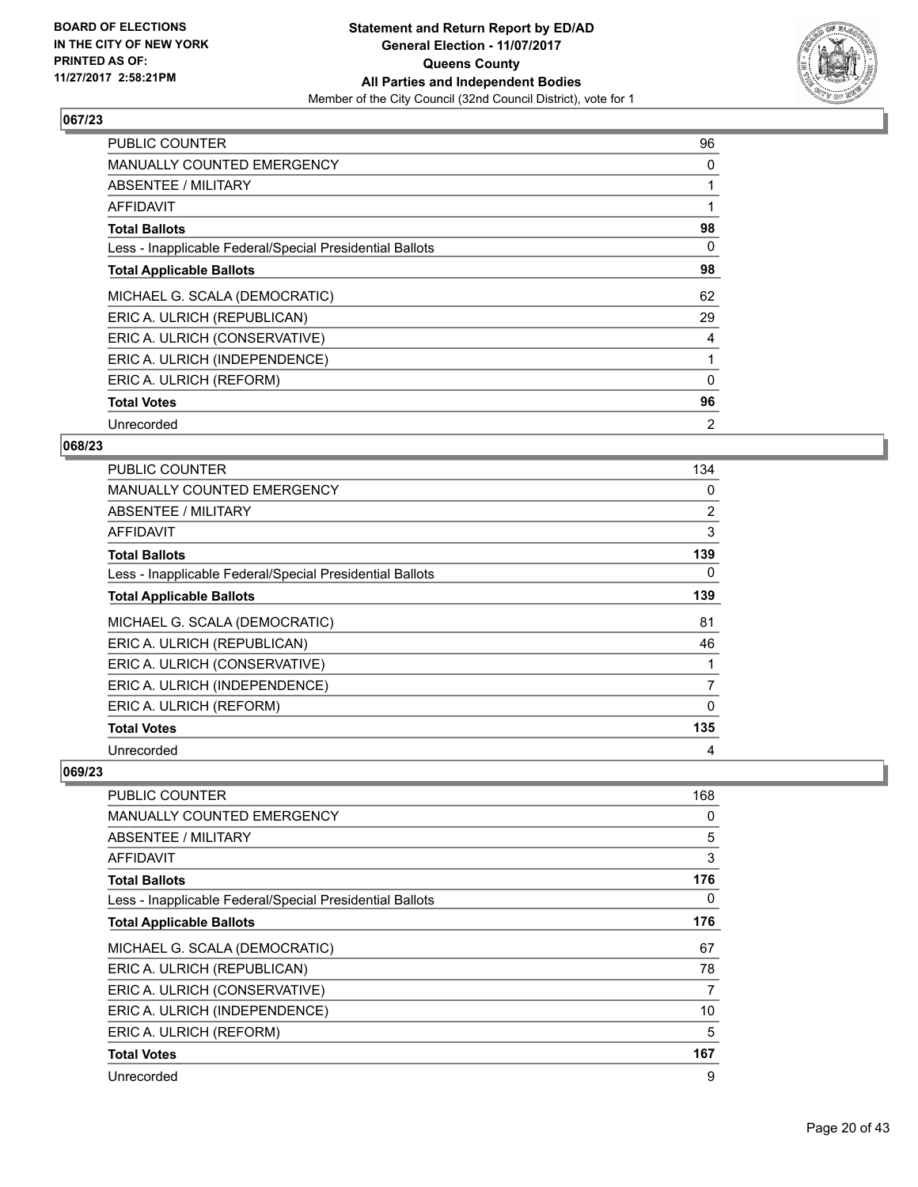**BOARD OF ELECTIONS IN THE CITY OF NEW YORK PRINTED AS OF: 11/27/2017 2:58:21PM**

**Statement and Return Report by ED/AD General Election - 11/07/2017 Queens County All Parties and Independent Bodies**
Member of the City Council (32nd Council District), vote for 1

## 067/23

| | |
|---|---|
| PUBLIC COUNTER | 96 |
| MANUALLY COUNTED EMERGENCY | 0 |
| ABSENTEE / MILITARY | 1 |
| AFFIDAVIT | 1 |
| **Total Ballots** | **98** |
| Less - Inapplicable Federal/Special Presidential Ballots | 0 |
| **Total Applicable Ballots** | **98** |
| MICHAEL G. SCALA (DEMOCRATIC) | 62 |
| ERIC A. ULRICH (REPUBLICAN) | 29 |
| ERIC A. ULRICH (CONSERVATIVE) | 4 |
| ERIC A. ULRICH (INDEPENDENCE) | 1 |
| ERIC A. ULRICH (REFORM) | 0 |
| **Total Votes** | **96** |
| Unrecorded | 2 |

## 068/23

| | |
|---|---|
| PUBLIC COUNTER | 134 |
| MANUALLY COUNTED EMERGENCY | 0 |
| ABSENTEE / MILITARY | 2 |
| AFFIDAVIT | 3 |
| **Total Ballots** | **139** |
| Less - Inapplicable Federal/Special Presidential Ballots | 0 |
| **Total Applicable Ballots** | **139** |
| MICHAEL G. SCALA (DEMOCRATIC) | 81 |
| ERIC A. ULRICH (REPUBLICAN) | 46 |
| ERIC A. ULRICH (CONSERVATIVE) | 1 |
| ERIC A. ULRICH (INDEPENDENCE) | 7 |
| ERIC A. ULRICH (REFORM) | 0 |
| **Total Votes** | **135** |
| Unrecorded | 4 |

## 069/23

| | |
|---|---|
| PUBLIC COUNTER | 168 |
| MANUALLY COUNTED EMERGENCY | 0 |
| ABSENTEE / MILITARY | 5 |
| AFFIDAVIT | 3 |
| **Total Ballots** | **176** |
| Less - Inapplicable Federal/Special Presidential Ballots | 0 |
| **Total Applicable Ballots** | **176** |
| MICHAEL G. SCALA (DEMOCRATIC) | 67 |
| ERIC A. ULRICH (REPUBLICAN) | 78 |
| ERIC A. ULRICH (CONSERVATIVE) | 7 |
| ERIC A. ULRICH (INDEPENDENCE) | 10 |
| ERIC A. ULRICH (REFORM) | 5 |
| **Total Votes** | **167** |
| Unrecorded | 9 |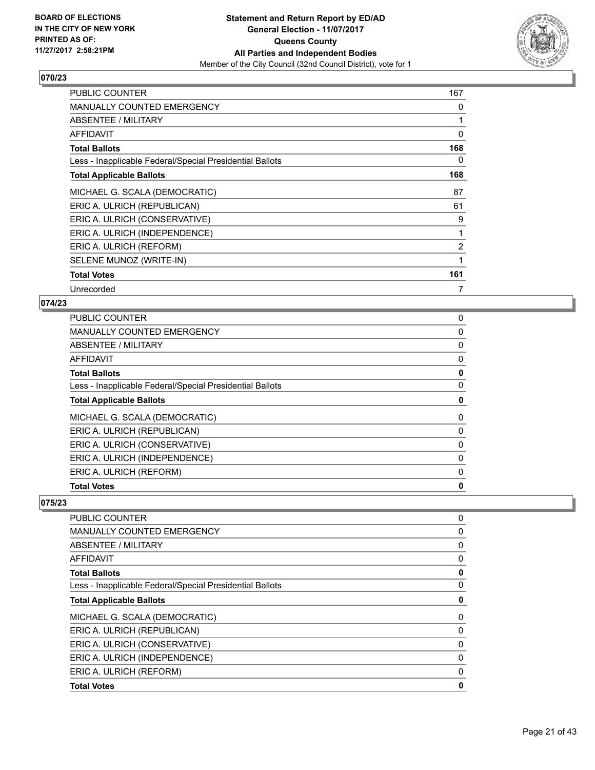**Statement and Return Report by ED/AD**
**General Election - 11/07/2017**
**Queens County**
**All Parties and Independent Bodies**
Member of the City Council (32nd Council District), vote for 1

BOARD OF ELECTIONS IN THE CITY OF NEW YORK PRINTED AS OF: 11/27/2017 2:58:21PM

## 070/23

| | |
|---|---|
| PUBLIC COUNTER | 167 |
| MANUALLY COUNTED EMERGENCY | 0 |
| ABSENTEE / MILITARY | 1 |
| AFFIDAVIT | 0 |
| **Total Ballots** | **168** |
| Less - Inapplicable Federal/Special Presidential Ballots | 0 |
| **Total Applicable Ballots** | **168** |
| MICHAEL G. SCALA (DEMOCRATIC) | 87 |
| ERIC A. ULRICH (REPUBLICAN) | 61 |
| ERIC A. ULRICH (CONSERVATIVE) | 9 |
| ERIC A. ULRICH (INDEPENDENCE) | 1 |
| ERIC A. ULRICH (REFORM) | 2 |
| SELENE MUNOZ (WRITE-IN) | 1 |
| **Total Votes** | **161** |
| Unrecorded | 7 |

## 074/23

| | |
|---|---|
| PUBLIC COUNTER | 0 |
| MANUALLY COUNTED EMERGENCY | 0 |
| ABSENTEE / MILITARY | 0 |
| AFFIDAVIT | 0 |
| **Total Ballots** | **0** |
| Less - Inapplicable Federal/Special Presidential Ballots | 0 |
| **Total Applicable Ballots** | **0** |
| MICHAEL G. SCALA (DEMOCRATIC) | 0 |
| ERIC A. ULRICH (REPUBLICAN) | 0 |
| ERIC A. ULRICH (CONSERVATIVE) | 0 |
| ERIC A. ULRICH (INDEPENDENCE) | 0 |
| ERIC A. ULRICH (REFORM) | 0 |
| **Total Votes** | **0** |

## 075/23

| | |
|---|---|
| PUBLIC COUNTER | 0 |
| MANUALLY COUNTED EMERGENCY | 0 |
| ABSENTEE / MILITARY | 0 |
| AFFIDAVIT | 0 |
| **Total Ballots** | **0** |
| Less - Inapplicable Federal/Special Presidential Ballots | 0 |
| **Total Applicable Ballots** | **0** |
| MICHAEL G. SCALA (DEMOCRATIC) | 0 |
| ERIC A. ULRICH (REPUBLICAN) | 0 |
| ERIC A. ULRICH (CONSERVATIVE) | 0 |
| ERIC A. ULRICH (INDEPENDENCE) | 0 |
| ERIC A. ULRICH (REFORM) | 0 |
| **Total Votes** | **0** |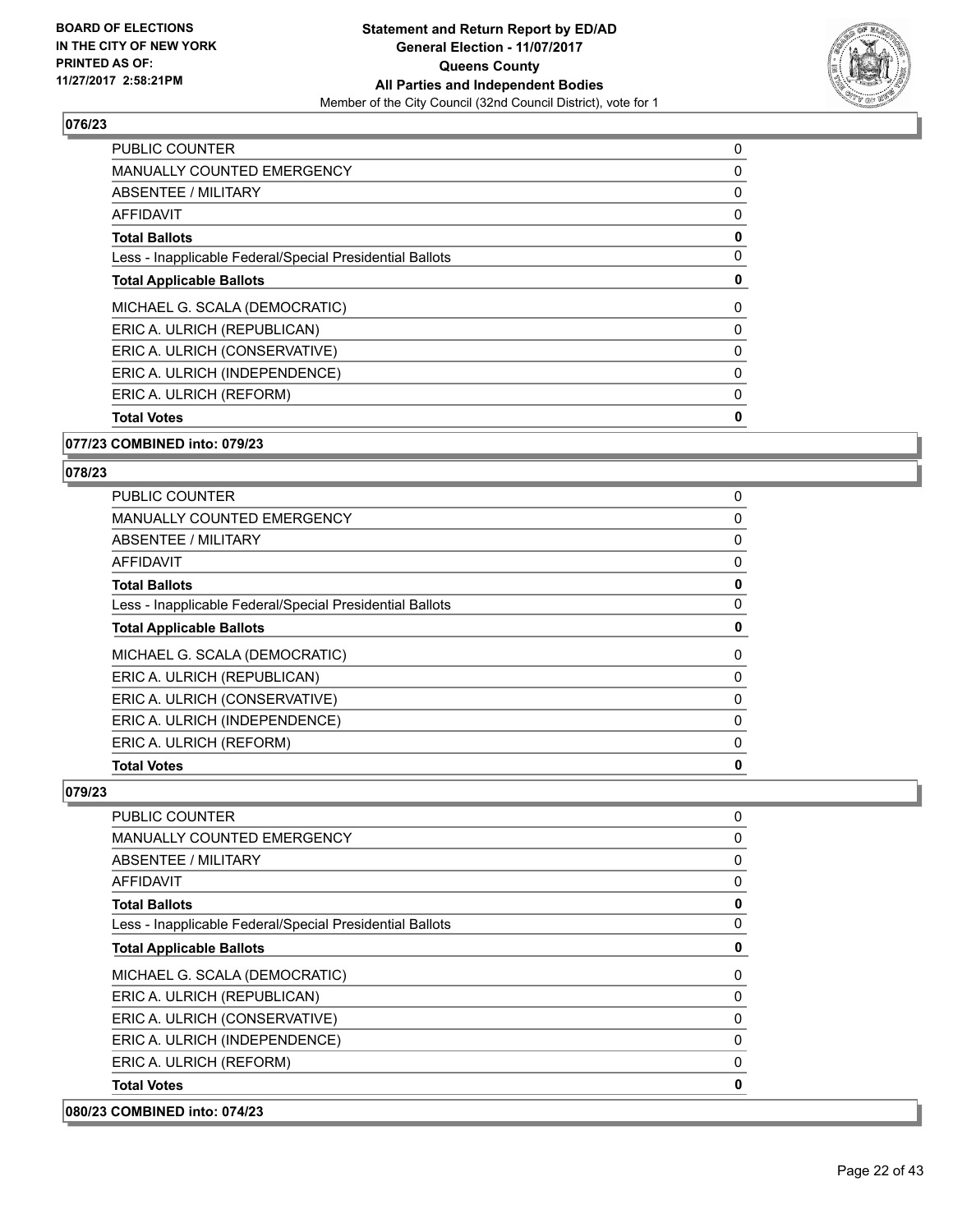**Statement and Return Report by ED/AD**
**General Election - 11/07/2017**
**Queens County**
**All Parties and Independent Bodies**
Member of the City Council (32nd Council District), vote for 1

BOARD OF ELECTIONS IN THE CITY OF NEW YORK PRINTED AS OF: 11/27/2017 2:58:21PM

**076/23**

| | |
|---|---|
| PUBLIC COUNTER | 0 |
| MANUALLY COUNTED EMERGENCY | 0 |
| ABSENTEE / MILITARY | 0 |
| AFFIDAVIT | 0 |
| **Total Ballots** | **0** |
| Less - Inapplicable Federal/Special Presidential Ballots | 0 |
| **Total Applicable Ballots** | **0** |
| MICHAEL G. SCALA (DEMOCRATIC) | 0 |
| ERIC A. ULRICH (REPUBLICAN) | 0 |
| ERIC A. ULRICH (CONSERVATIVE) | 0 |
| ERIC A. ULRICH (INDEPENDENCE) | 0 |
| ERIC A. ULRICH (REFORM) | 0 |
| **Total Votes** | **0** |

**077/23 COMBINED into: 079/23**

**078/23**

| | |
|---|---|
| PUBLIC COUNTER | 0 |
| MANUALLY COUNTED EMERGENCY | 0 |
| ABSENTEE / MILITARY | 0 |
| AFFIDAVIT | 0 |
| **Total Ballots** | **0** |
| Less - Inapplicable Federal/Special Presidential Ballots | 0 |
| **Total Applicable Ballots** | **0** |
| MICHAEL G. SCALA (DEMOCRATIC) | 0 |
| ERIC A. ULRICH (REPUBLICAN) | 0 |
| ERIC A. ULRICH (CONSERVATIVE) | 0 |
| ERIC A. ULRICH (INDEPENDENCE) | 0 |
| ERIC A. ULRICH (REFORM) | 0 |
| **Total Votes** | **0** |

**079/23**

| | |
|---|---|
| PUBLIC COUNTER | 0 |
| MANUALLY COUNTED EMERGENCY | 0 |
| ABSENTEE / MILITARY | 0 |
| AFFIDAVIT | 0 |
| **Total Ballots** | **0** |
| Less - Inapplicable Federal/Special Presidential Ballots | 0 |
| **Total Applicable Ballots** | **0** |
| MICHAEL G. SCALA (DEMOCRATIC) | 0 |
| ERIC A. ULRICH (REPUBLICAN) | 0 |
| ERIC A. ULRICH (CONSERVATIVE) | 0 |
| ERIC A. ULRICH (INDEPENDENCE) | 0 |
| ERIC A. ULRICH (REFORM) | 0 |
| **Total Votes** | **0** |

**080/23 COMBINED into: 074/23**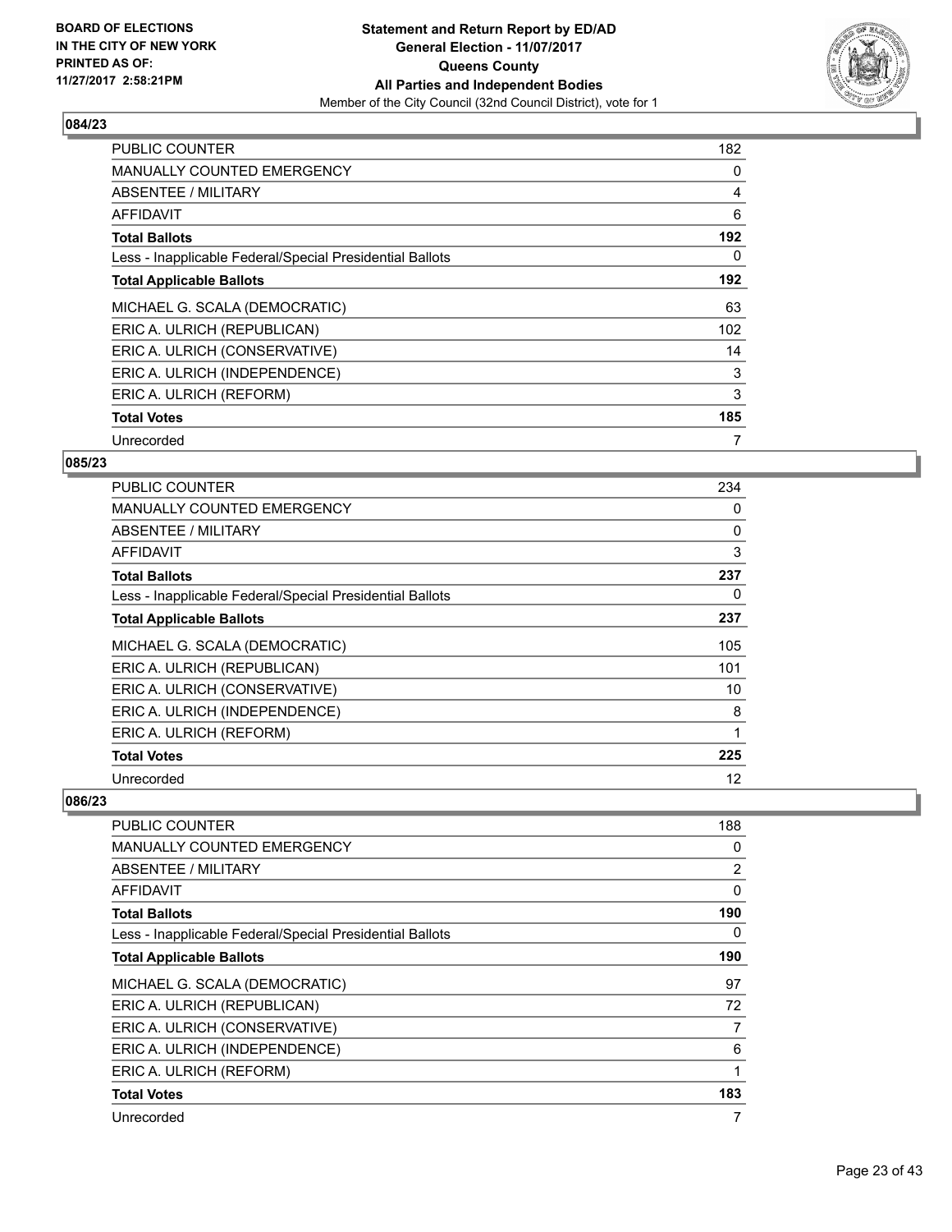BOARD OF ELECTIONS
IN THE CITY OF NEW YORK
PRINTED AS OF:
11/27/2017 2:58:21PM

**Statement and Return Report by ED/AD**
**General Election - 11/07/2017**
**Queens County**
**All Parties and Independent Bodies**
Member of the City Council (32nd Council District), vote for 1

## 084/23

| | |
|---|---|
| PUBLIC COUNTER | 182 |
| MANUALLY COUNTED EMERGENCY | 0 |
| ABSENTEE / MILITARY | 4 |
| AFFIDAVIT | 6 |
| **Total Ballots** | **192** |
| Less - Inapplicable Federal/Special Presidential Ballots | 0 |
| **Total Applicable Ballots** | **192** |
| MICHAEL G. SCALA (DEMOCRATIC) | 63 |
| ERIC A. ULRICH (REPUBLICAN) | 102 |
| ERIC A. ULRICH (CONSERVATIVE) | 14 |
| ERIC A. ULRICH (INDEPENDENCE) | 3 |
| ERIC A. ULRICH (REFORM) | 3 |
| **Total Votes** | **185** |
| Unrecorded | 7 |

## 085/23

| | |
|---|---|
| PUBLIC COUNTER | 234 |
| MANUALLY COUNTED EMERGENCY | 0 |
| ABSENTEE / MILITARY | 0 |
| AFFIDAVIT | 3 |
| **Total Ballots** | **237** |
| Less - Inapplicable Federal/Special Presidential Ballots | 0 |
| **Total Applicable Ballots** | **237** |
| MICHAEL G. SCALA (DEMOCRATIC) | 105 |
| ERIC A. ULRICH (REPUBLICAN) | 101 |
| ERIC A. ULRICH (CONSERVATIVE) | 10 |
| ERIC A. ULRICH (INDEPENDENCE) | 8 |
| ERIC A. ULRICH (REFORM) | 1 |
| **Total Votes** | **225** |
| Unrecorded | 12 |

## 086/23

| | |
|---|---|
| PUBLIC COUNTER | 188 |
| MANUALLY COUNTED EMERGENCY | 0 |
| ABSENTEE / MILITARY | 2 |
| AFFIDAVIT | 0 |
| **Total Ballots** | **190** |
| Less - Inapplicable Federal/Special Presidential Ballots | 0 |
| **Total Applicable Ballots** | **190** |
| MICHAEL G. SCALA (DEMOCRATIC) | 97 |
| ERIC A. ULRICH (REPUBLICAN) | 72 |
| ERIC A. ULRICH (CONSERVATIVE) | 7 |
| ERIC A. ULRICH (INDEPENDENCE) | 6 |
| ERIC A. ULRICH (REFORM) | 1 |
| **Total Votes** | **183** |
| Unrecorded | 7 |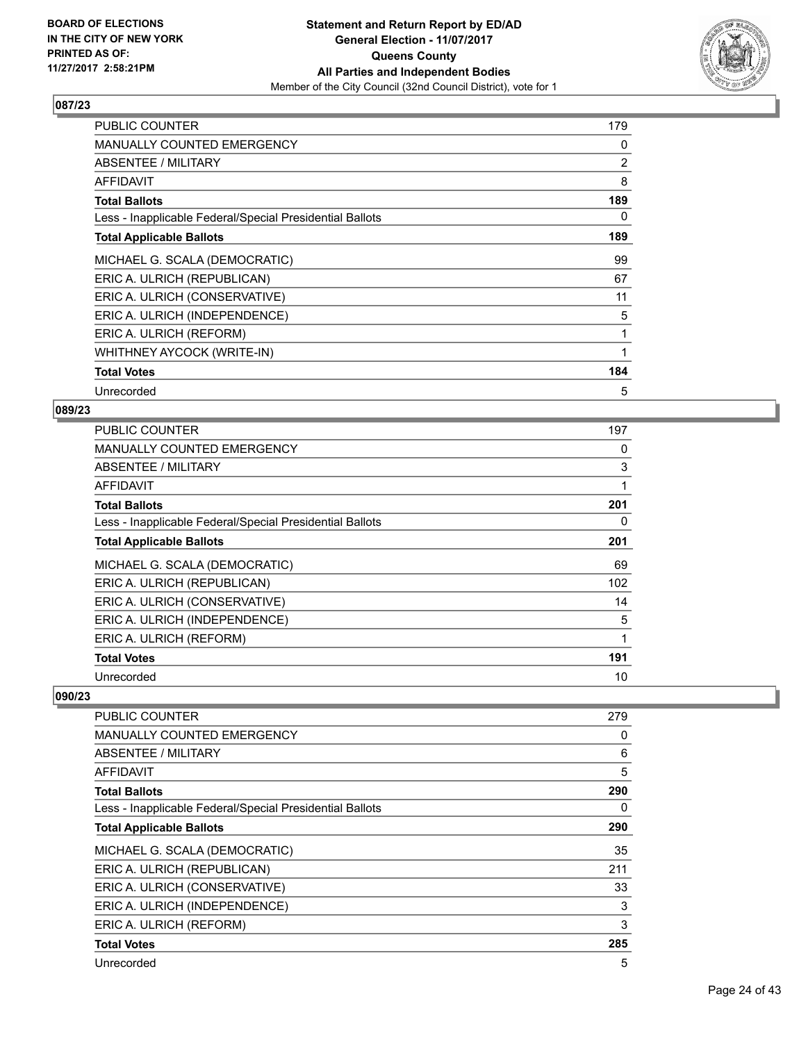**BOARD OF ELECTIONS IN THE CITY OF NEW YORK PRINTED AS OF: 11/27/2017 2:58:21PM**

**Statement and Return Report by ED/AD**
**General Election - 11/07/2017**
**Queens County**
**All Parties and Independent Bodies**
Member of the City Council (32nd Council District), vote for 1

### 087/23

| | |
|---|---|
| PUBLIC COUNTER | 179 |
| MANUALLY COUNTED EMERGENCY | 0 |
| ABSENTEE / MILITARY | 2 |
| AFFIDAVIT | 8 |
| **Total Ballots** | **189** |
| Less - Inapplicable Federal/Special Presidential Ballots | 0 |
| **Total Applicable Ballots** | **189** |
| MICHAEL G. SCALA (DEMOCRATIC) | 99 |
| ERIC A. ULRICH (REPUBLICAN) | 67 |
| ERIC A. ULRICH (CONSERVATIVE) | 11 |
| ERIC A. ULRICH (INDEPENDENCE) | 5 |
| ERIC A. ULRICH (REFORM) | 1 |
| WHITHNEY AYCOCK (WRITE-IN) | 1 |
| **Total Votes** | **184** |
| Unrecorded | 5 |

### 089/23

| | |
|---|---|
| PUBLIC COUNTER | 197 |
| MANUALLY COUNTED EMERGENCY | 0 |
| ABSENTEE / MILITARY | 3 |
| AFFIDAVIT | 1 |
| **Total Ballots** | **201** |
| Less - Inapplicable Federal/Special Presidential Ballots | 0 |
| **Total Applicable Ballots** | **201** |
| MICHAEL G. SCALA (DEMOCRATIC) | 69 |
| ERIC A. ULRICH (REPUBLICAN) | 102 |
| ERIC A. ULRICH (CONSERVATIVE) | 14 |
| ERIC A. ULRICH (INDEPENDENCE) | 5 |
| ERIC A. ULRICH (REFORM) | 1 |
| **Total Votes** | **191** |
| Unrecorded | 10 |

### 090/23

| | |
|---|---|
| PUBLIC COUNTER | 279 |
| MANUALLY COUNTED EMERGENCY | 0 |
| ABSENTEE / MILITARY | 6 |
| AFFIDAVIT | 5 |
| **Total Ballots** | **290** |
| Less - Inapplicable Federal/Special Presidential Ballots | 0 |
| **Total Applicable Ballots** | **290** |
| MICHAEL G. SCALA (DEMOCRATIC) | 35 |
| ERIC A. ULRICH (REPUBLICAN) | 211 |
| ERIC A. ULRICH (CONSERVATIVE) | 33 |
| ERIC A. ULRICH (INDEPENDENCE) | 3 |
| ERIC A. ULRICH (REFORM) | 3 |
| **Total Votes** | **285** |
| Unrecorded | 5 |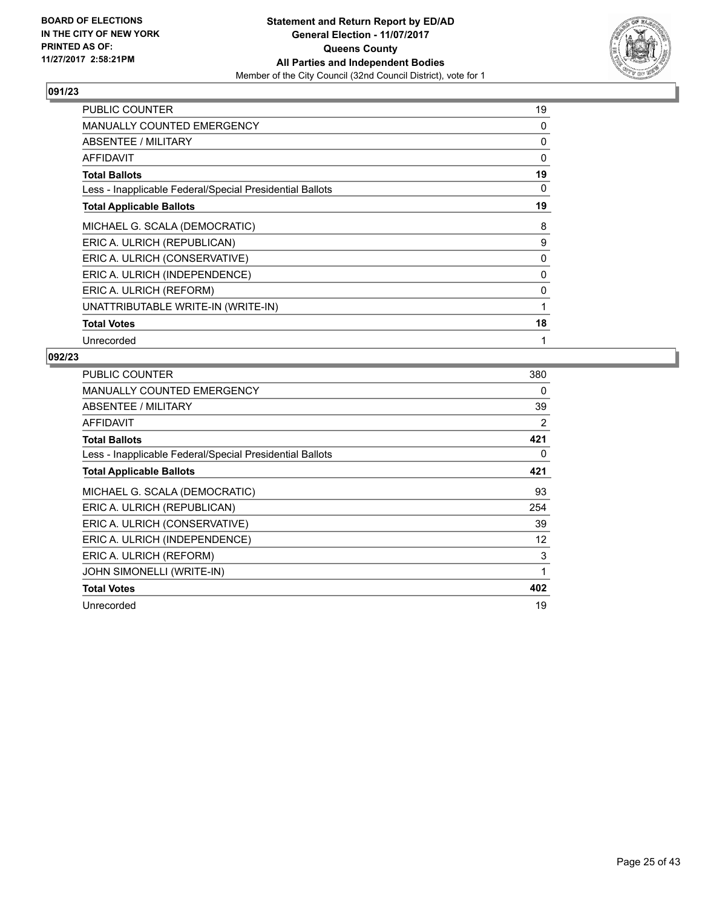**BOARD OF ELECTIONS IN THE CITY OF NEW YORK PRINTED AS OF: 11/27/2017 2:58:21PM**

**Statement and Return Report by ED/AD**
**General Election - 11/07/2017**
**Queens County**
**All Parties and Independent Bodies**
Member of the City Council (32nd Council District), vote for 1

### 091/23

| | |
|---|---|
| PUBLIC COUNTER | 19 |
| MANUALLY COUNTED EMERGENCY | 0 |
| ABSENTEE / MILITARY | 0 |
| AFFIDAVIT | 0 |
| **Total Ballots** | **19** |
| Less - Inapplicable Federal/Special Presidential Ballots | 0 |
| **Total Applicable Ballots** | **19** |
| MICHAEL G. SCALA (DEMOCRATIC) | 8 |
| ERIC A. ULRICH (REPUBLICAN) | 9 |
| ERIC A. ULRICH (CONSERVATIVE) | 0 |
| ERIC A. ULRICH (INDEPENDENCE) | 0 |
| ERIC A. ULRICH (REFORM) | 0 |
| UNATTRIBUTABLE WRITE-IN (WRITE-IN) | 1 |
| **Total Votes** | **18** |
| Unrecorded | 1 |

### 092/23

| | |
|---|---|
| PUBLIC COUNTER | 380 |
| MANUALLY COUNTED EMERGENCY | 0 |
| ABSENTEE / MILITARY | 39 |
| AFFIDAVIT | 2 |
| **Total Ballots** | **421** |
| Less - Inapplicable Federal/Special Presidential Ballots | 0 |
| **Total Applicable Ballots** | **421** |
| MICHAEL G. SCALA (DEMOCRATIC) | 93 |
| ERIC A. ULRICH (REPUBLICAN) | 254 |
| ERIC A. ULRICH (CONSERVATIVE) | 39 |
| ERIC A. ULRICH (INDEPENDENCE) | 12 |
| ERIC A. ULRICH (REFORM) | 3 |
| JOHN SIMONELLI (WRITE-IN) | 1 |
| **Total Votes** | **402** |
| Unrecorded | 19 |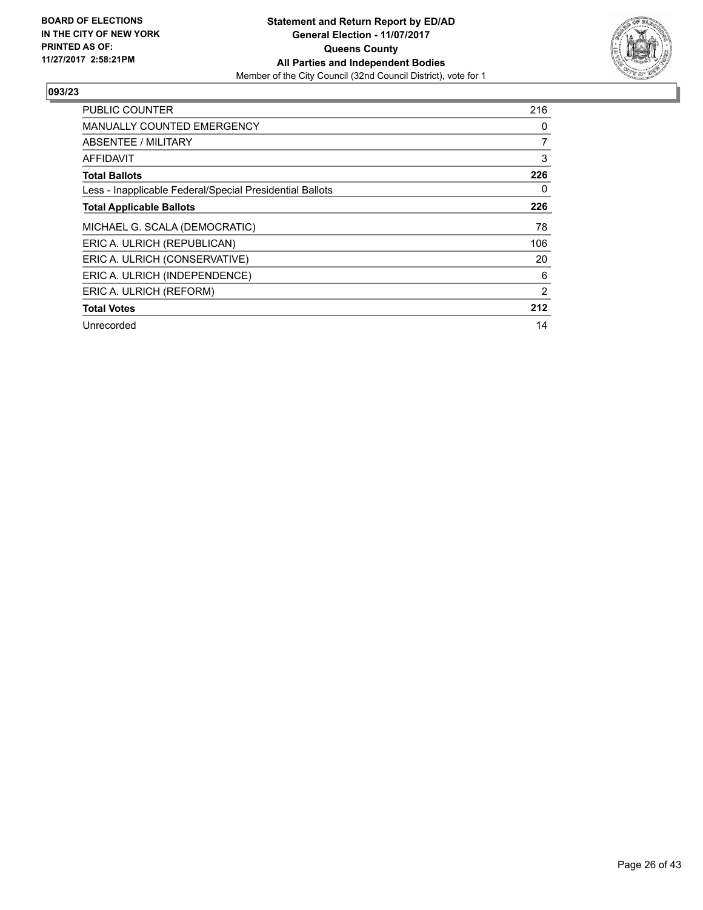BOARD OF ELECTIONS
IN THE CITY OF NEW YORK
PRINTED AS OF:
11/27/2017 2:58:21PM

**Statement and Return Report by ED/AD**
**General Election - 11/07/2017**
**Queens County**
**All Parties and Independent Bodies**
Member of the City Council (32nd Council District), vote for 1

## 093/23

| | |
|---|---|
| PUBLIC COUNTER | 216 |
| MANUALLY COUNTED EMERGENCY | 0 |
| ABSENTEE / MILITARY | 7 |
| AFFIDAVIT | 3 |
| **Total Ballots** | **226** |
| Less - Inapplicable Federal/Special Presidential Ballots | 0 |
| **Total Applicable Ballots** | **226** |
| MICHAEL G. SCALA (DEMOCRATIC) | 78 |
| ERIC A. ULRICH (REPUBLICAN) | 106 |
| ERIC A. ULRICH (CONSERVATIVE) | 20 |
| ERIC A. ULRICH (INDEPENDENCE) | 6 |
| ERIC A. ULRICH (REFORM) | 2 |
| **Total Votes** | **212** |
| Unrecorded | 14 |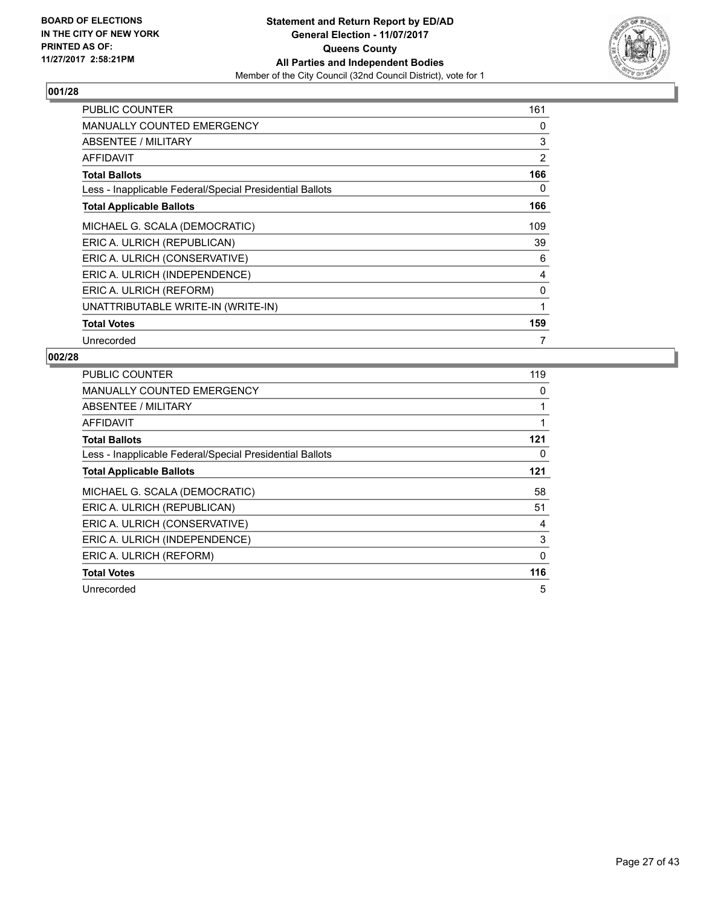**BOARD OF ELECTIONS IN THE CITY OF NEW YORK PRINTED AS OF: 11/27/2017 2:58:21PM**

**Statement and Return Report by ED/AD General Election - 11/07/2017 Queens County All Parties and Independent Bodies**

Member of the City Council (32nd Council District), vote for 1

## 001/28

| | |
|---|---|
| PUBLIC COUNTER | 161 |
| MANUALLY COUNTED EMERGENCY | 0 |
| ABSENTEE / MILITARY | 3 |
| AFFIDAVIT | 2 |
| **Total Ballots** | **166** |
| Less - Inapplicable Federal/Special Presidential Ballots | 0 |
| **Total Applicable Ballots** | **166** |
| MICHAEL G. SCALA (DEMOCRATIC) | 109 |
| ERIC A. ULRICH (REPUBLICAN) | 39 |
| ERIC A. ULRICH (CONSERVATIVE) | 6 |
| ERIC A. ULRICH (INDEPENDENCE) | 4 |
| ERIC A. ULRICH (REFORM) | 0 |
| UNATTRIBUTABLE WRITE-IN (WRITE-IN) | 1 |
| **Total Votes** | **159** |
| Unrecorded | 7 |

## 002/28

| | |
|---|---|
| PUBLIC COUNTER | 119 |
| MANUALLY COUNTED EMERGENCY | 0 |
| ABSENTEE / MILITARY | 1 |
| AFFIDAVIT | 1 |
| **Total Ballots** | **121** |
| Less - Inapplicable Federal/Special Presidential Ballots | 0 |
| **Total Applicable Ballots** | **121** |
| MICHAEL G. SCALA (DEMOCRATIC) | 58 |
| ERIC A. ULRICH (REPUBLICAN) | 51 |
| ERIC A. ULRICH (CONSERVATIVE) | 4 |
| ERIC A. ULRICH (INDEPENDENCE) | 3 |
| ERIC A. ULRICH (REFORM) | 0 |
| **Total Votes** | **116** |
| Unrecorded | 5 |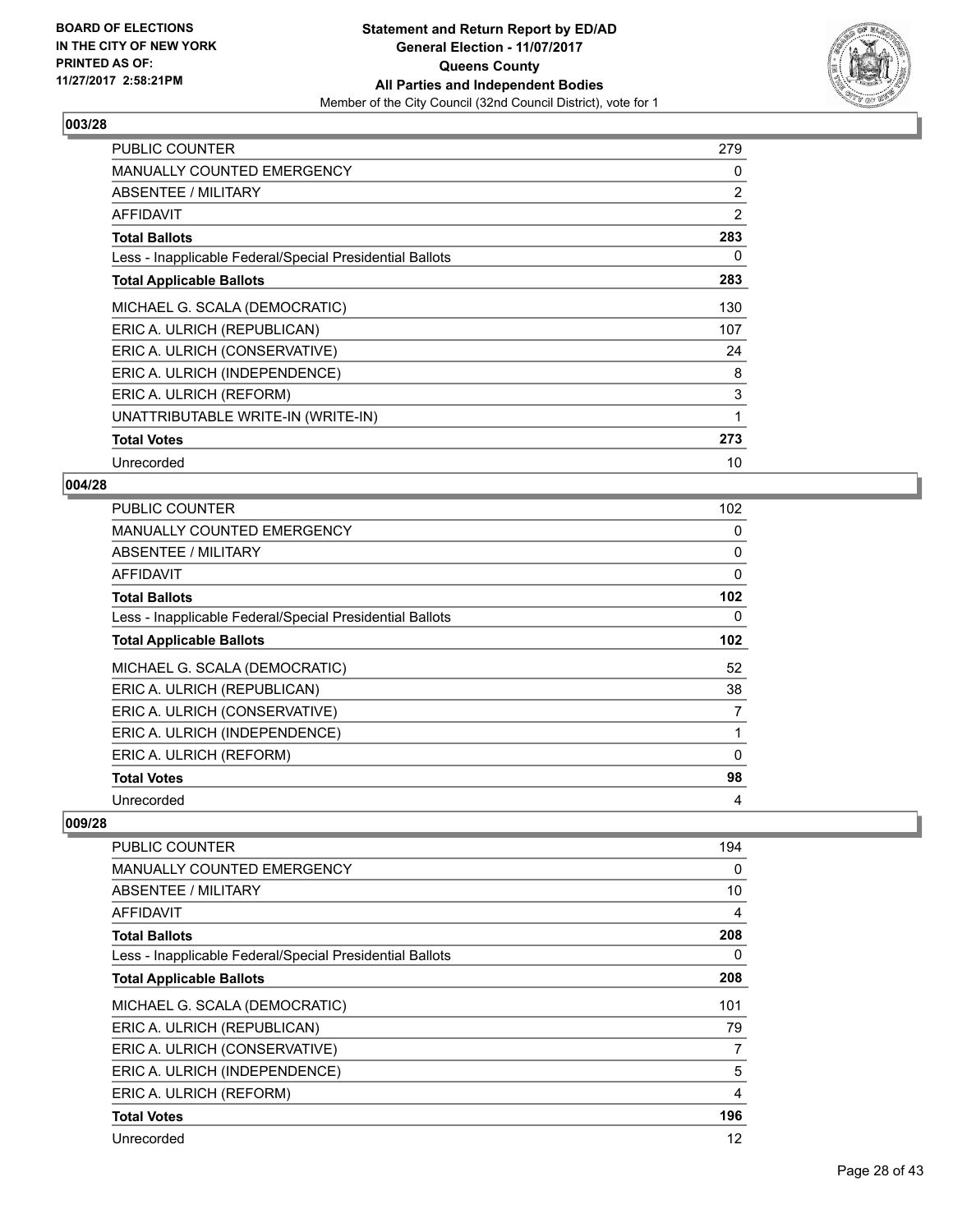**BOARD OF ELECTIONS IN THE CITY OF NEW YORK PRINTED AS OF: 11/27/2017 2:58:21PM**

**Statement and Return Report by ED/AD**
**General Election - 11/07/2017**
**Queens County**
**All Parties and Independent Bodies**
Member of the City Council (32nd Council District), vote for 1

### 003/28

| | |
|---|---|
| PUBLIC COUNTER | 279 |
| MANUALLY COUNTED EMERGENCY | 0 |
| ABSENTEE / MILITARY | 2 |
| AFFIDAVIT | 2 |
| **Total Ballots** | **283** |
| Less - Inapplicable Federal/Special Presidential Ballots | 0 |
| **Total Applicable Ballots** | **283** |
| MICHAEL G. SCALA (DEMOCRATIC) | 130 |
| ERIC A. ULRICH (REPUBLICAN) | 107 |
| ERIC A. ULRICH (CONSERVATIVE) | 24 |
| ERIC A. ULRICH (INDEPENDENCE) | 8 |
| ERIC A. ULRICH (REFORM) | 3 |
| UNATTRIBUTABLE WRITE-IN (WRITE-IN) | 1 |
| **Total Votes** | **273** |
| Unrecorded | 10 |

### 004/28

| | |
|---|---|
| PUBLIC COUNTER | 102 |
| MANUALLY COUNTED EMERGENCY | 0 |
| ABSENTEE / MILITARY | 0 |
| AFFIDAVIT | 0 |
| **Total Ballots** | **102** |
| Less - Inapplicable Federal/Special Presidential Ballots | 0 |
| **Total Applicable Ballots** | **102** |
| MICHAEL G. SCALA (DEMOCRATIC) | 52 |
| ERIC A. ULRICH (REPUBLICAN) | 38 |
| ERIC A. ULRICH (CONSERVATIVE) | 7 |
| ERIC A. ULRICH (INDEPENDENCE) | 1 |
| ERIC A. ULRICH (REFORM) | 0 |
| **Total Votes** | **98** |
| Unrecorded | 4 |

### 009/28

| | |
|---|---|
| PUBLIC COUNTER | 194 |
| MANUALLY COUNTED EMERGENCY | 0 |
| ABSENTEE / MILITARY | 10 |
| AFFIDAVIT | 4 |
| **Total Ballots** | **208** |
| Less - Inapplicable Federal/Special Presidential Ballots | 0 |
| **Total Applicable Ballots** | **208** |
| MICHAEL G. SCALA (DEMOCRATIC) | 101 |
| ERIC A. ULRICH (REPUBLICAN) | 79 |
| ERIC A. ULRICH (CONSERVATIVE) | 7 |
| ERIC A. ULRICH (INDEPENDENCE) | 5 |
| ERIC A. ULRICH (REFORM) | 4 |
| **Total Votes** | **196** |
| Unrecorded | 12 |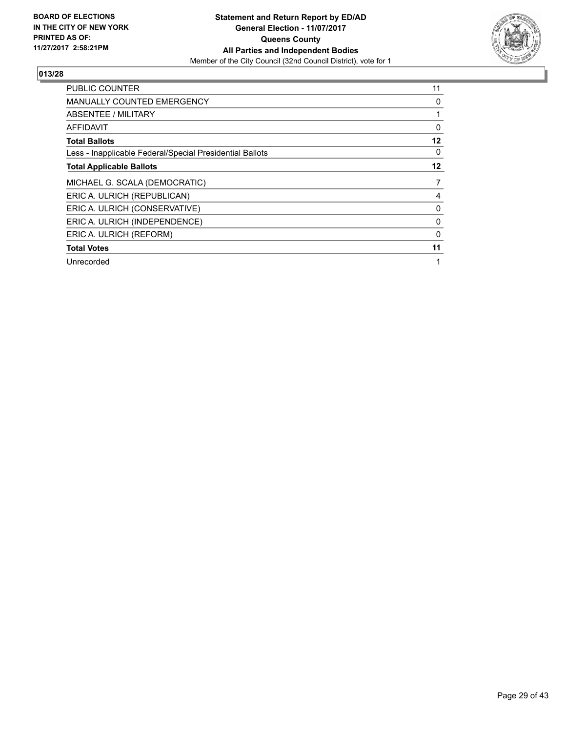**BOARD OF ELECTIONS IN THE CITY OF NEW YORK PRINTED AS OF: 11/27/2017 2:58:21PM**

**Statement and Return Report by ED/AD**
**General Election - 11/07/2017**
**Queens County**
**All Parties and Independent Bodies**
Member of the City Council (32nd Council District), vote for 1

## 013/28

| | |
|---|---|
| PUBLIC COUNTER | 11 |
| MANUALLY COUNTED EMERGENCY | 0 |
| ABSENTEE / MILITARY | 1 |
| AFFIDAVIT | 0 |
| **Total Ballots** | **12** |
| Less - Inapplicable Federal/Special Presidential Ballots | 0 |
| **Total Applicable Ballots** | **12** |
| MICHAEL G. SCALA (DEMOCRATIC) | 7 |
| ERIC A. ULRICH (REPUBLICAN) | 4 |
| ERIC A. ULRICH (CONSERVATIVE) | 0 |
| ERIC A. ULRICH (INDEPENDENCE) | 0 |
| ERIC A. ULRICH (REFORM) | 0 |
| **Total Votes** | **11** |
| Unrecorded | 1 |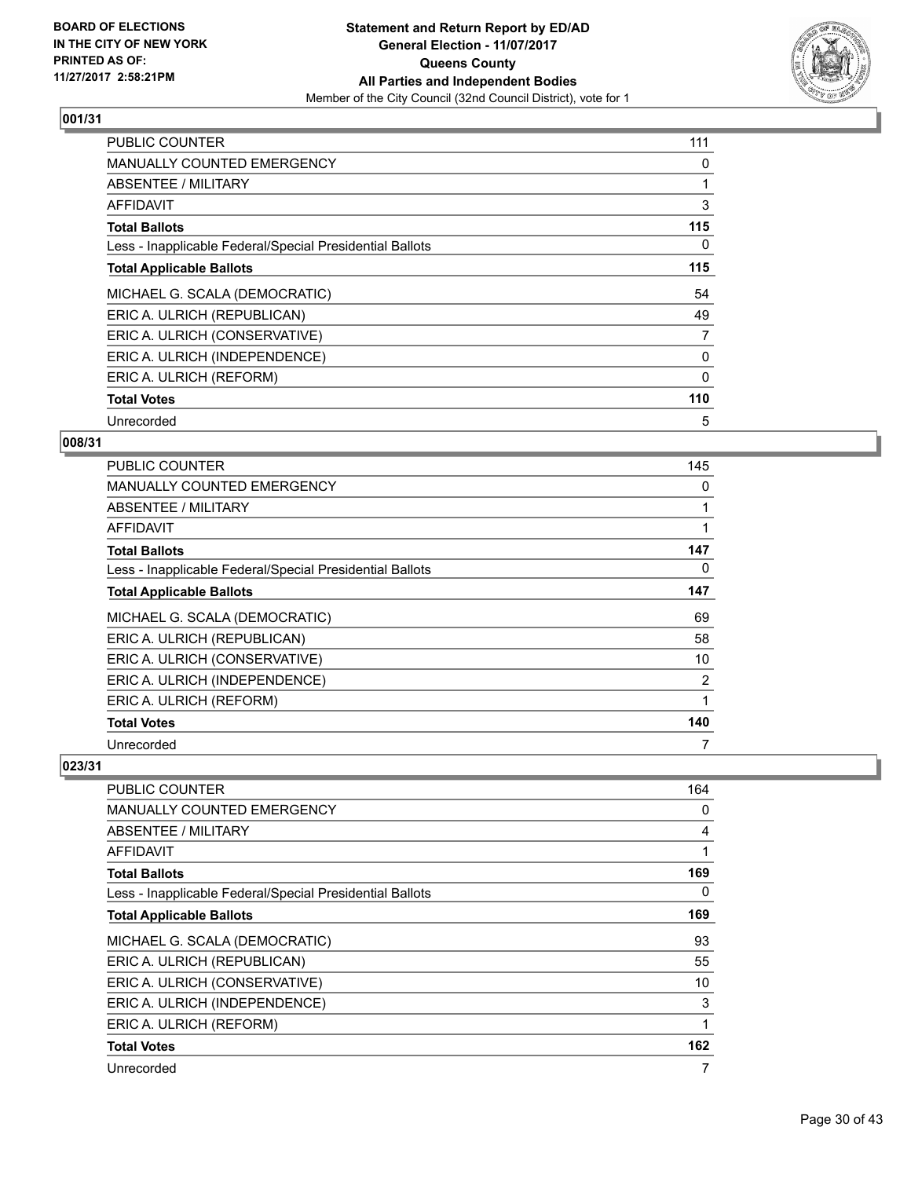BOARD OF ELECTIONS
IN THE CITY OF NEW YORK
PRINTED AS OF:
11/27/2017 2:58:21PM

**Statement and Return Report by ED/AD**
**General Election - 11/07/2017**
**Queens County**
**All Parties and Independent Bodies**
Member of the City Council (32nd Council District), vote for 1

### 001/31

| | |
|---|---|
| PUBLIC COUNTER | 111 |
| MANUALLY COUNTED EMERGENCY | 0 |
| ABSENTEE / MILITARY | 1 |
| AFFIDAVIT | 3 |
| **Total Ballots** | **115** |
| Less - Inapplicable Federal/Special Presidential Ballots | 0 |
| **Total Applicable Ballots** | **115** |
| MICHAEL G. SCALA (DEMOCRATIC) | 54 |
| ERIC A. ULRICH (REPUBLICAN) | 49 |
| ERIC A. ULRICH (CONSERVATIVE) | 7 |
| ERIC A. ULRICH (INDEPENDENCE) | 0 |
| ERIC A. ULRICH (REFORM) | 0 |
| **Total Votes** | **110** |
| Unrecorded | 5 |

### 008/31

| | |
|---|---|
| PUBLIC COUNTER | 145 |
| MANUALLY COUNTED EMERGENCY | 0 |
| ABSENTEE / MILITARY | 1 |
| AFFIDAVIT | 1 |
| **Total Ballots** | **147** |
| Less - Inapplicable Federal/Special Presidential Ballots | 0 |
| **Total Applicable Ballots** | **147** |
| MICHAEL G. SCALA (DEMOCRATIC) | 69 |
| ERIC A. ULRICH (REPUBLICAN) | 58 |
| ERIC A. ULRICH (CONSERVATIVE) | 10 |
| ERIC A. ULRICH (INDEPENDENCE) | 2 |
| ERIC A. ULRICH (REFORM) | 1 |
| **Total Votes** | **140** |
| Unrecorded | 7 |

### 023/31

| | |
|---|---|
| PUBLIC COUNTER | 164 |
| MANUALLY COUNTED EMERGENCY | 0 |
| ABSENTEE / MILITARY | 4 |
| AFFIDAVIT | 1 |
| **Total Ballots** | **169** |
| Less - Inapplicable Federal/Special Presidential Ballots | 0 |
| **Total Applicable Ballots** | **169** |
| MICHAEL G. SCALA (DEMOCRATIC) | 93 |
| ERIC A. ULRICH (REPUBLICAN) | 55 |
| ERIC A. ULRICH (CONSERVATIVE) | 10 |
| ERIC A. ULRICH (INDEPENDENCE) | 3 |
| ERIC A. ULRICH (REFORM) | 1 |
| **Total Votes** | **162** |
| Unrecorded | 7 |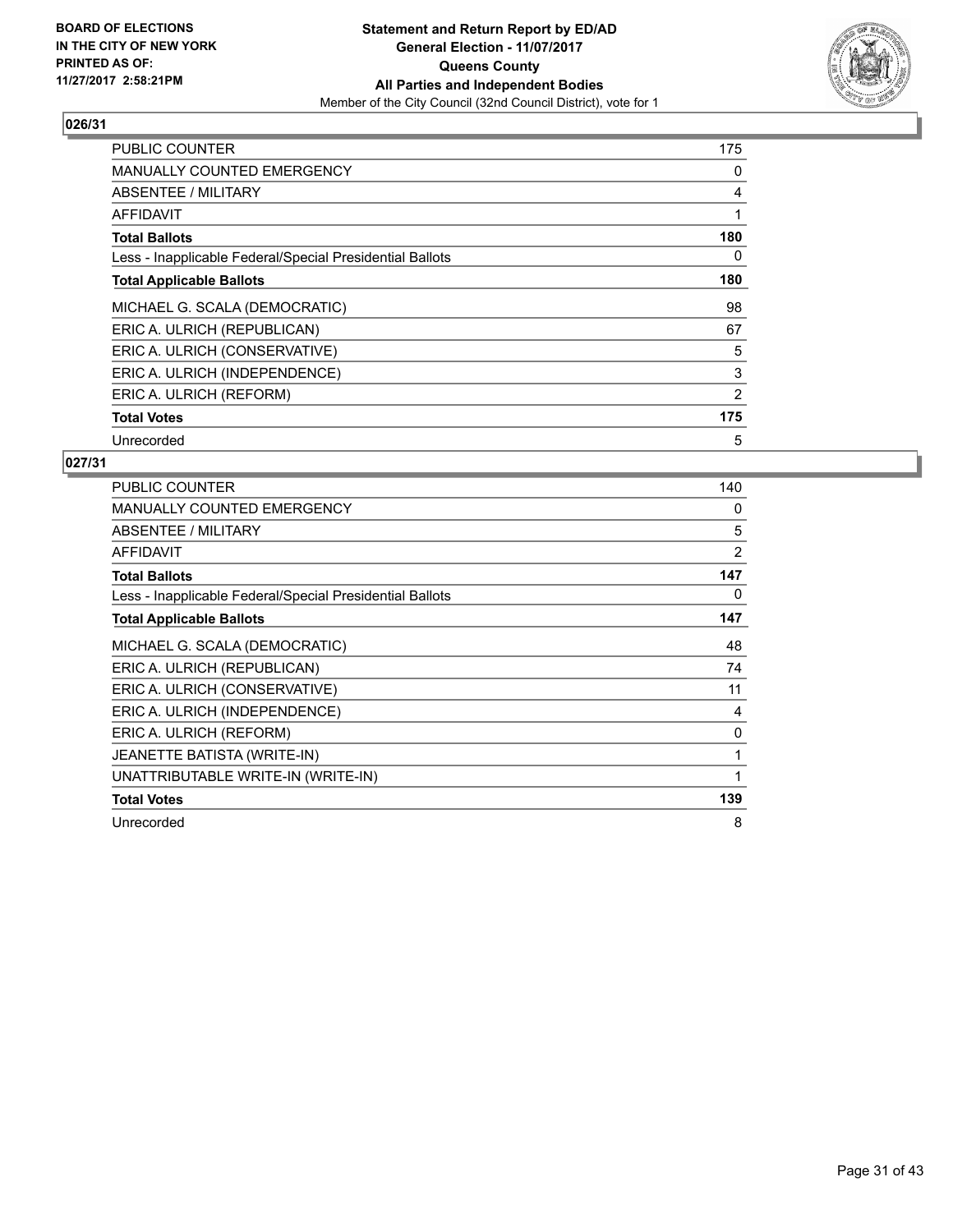**BOARD OF ELECTIONS IN THE CITY OF NEW YORK PRINTED AS OF: 11/27/2017 2:58:21PM**

**Statement and Return Report by ED/AD**
**General Election - 11/07/2017**
**Queens County**
**All Parties and Independent Bodies**
Member of the City Council (32nd Council District), vote for 1

## 026/31

| | |
|---|---|
| PUBLIC COUNTER | 175 |
| MANUALLY COUNTED EMERGENCY | 0 |
| ABSENTEE / MILITARY | 4 |
| AFFIDAVIT | 1 |
| **Total Ballots** | **180** |
| Less - Inapplicable Federal/Special Presidential Ballots | 0 |
| **Total Applicable Ballots** | **180** |
| MICHAEL G. SCALA (DEMOCRATIC) | 98 |
| ERIC A. ULRICH (REPUBLICAN) | 67 |
| ERIC A. ULRICH (CONSERVATIVE) | 5 |
| ERIC A. ULRICH (INDEPENDENCE) | 3 |
| ERIC A. ULRICH (REFORM) | 2 |
| **Total Votes** | **175** |
| Unrecorded | 5 |

## 027/31

| | |
|---|---|
| PUBLIC COUNTER | 140 |
| MANUALLY COUNTED EMERGENCY | 0 |
| ABSENTEE / MILITARY | 5 |
| AFFIDAVIT | 2 |
| **Total Ballots** | **147** |
| Less - Inapplicable Federal/Special Presidential Ballots | 0 |
| **Total Applicable Ballots** | **147** |
| MICHAEL G. SCALA (DEMOCRATIC) | 48 |
| ERIC A. ULRICH (REPUBLICAN) | 74 |
| ERIC A. ULRICH (CONSERVATIVE) | 11 |
| ERIC A. ULRICH (INDEPENDENCE) | 4 |
| ERIC A. ULRICH (REFORM) | 0 |
| JEANETTE BATISTA (WRITE-IN) | 1 |
| UNATTRIBUTABLE WRITE-IN (WRITE-IN) | 1 |
| **Total Votes** | **139** |
| Unrecorded | 8 |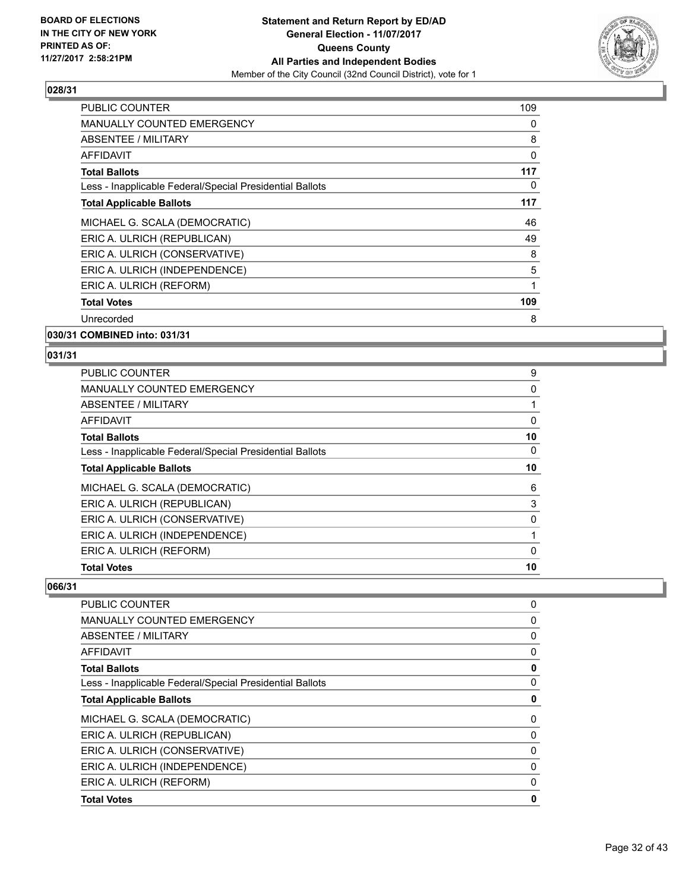**BOARD OF ELECTIONS IN THE CITY OF NEW YORK PRINTED AS OF: 11/27/2017 2:58:21PM**

**Statement and Return Report by ED/AD General Election - 11/07/2017 Queens County All Parties and Independent Bodies**

Member of the City Council (32nd Council District), vote for 1

### 028/31

| | |
|---|---|
| PUBLIC COUNTER | 109 |
| MANUALLY COUNTED EMERGENCY | 0 |
| ABSENTEE / MILITARY | 8 |
| AFFIDAVIT | 0 |
| **Total Ballots** | **117** |
| Less - Inapplicable Federal/Special Presidential Ballots | 0 |
| **Total Applicable Ballots** | **117** |
| MICHAEL G. SCALA (DEMOCRATIC) | 46 |
| ERIC A. ULRICH (REPUBLICAN) | 49 |
| ERIC A. ULRICH (CONSERVATIVE) | 8 |
| ERIC A. ULRICH (INDEPENDENCE) | 5 |
| ERIC A. ULRICH (REFORM) | 1 |
| **Total Votes** | **109** |
| Unrecorded | 8 |

### 030/31 COMBINED into: 031/31

### 031/31

| | |
|---|---|
| PUBLIC COUNTER | 9 |
| MANUALLY COUNTED EMERGENCY | 0 |
| ABSENTEE / MILITARY | 1 |
| AFFIDAVIT | 0 |
| **Total Ballots** | **10** |
| Less - Inapplicable Federal/Special Presidential Ballots | 0 |
| **Total Applicable Ballots** | **10** |
| MICHAEL G. SCALA (DEMOCRATIC) | 6 |
| ERIC A. ULRICH (REPUBLICAN) | 3 |
| ERIC A. ULRICH (CONSERVATIVE) | 0 |
| ERIC A. ULRICH (INDEPENDENCE) | 1 |
| ERIC A. ULRICH (REFORM) | 0 |
| **Total Votes** | **10** |

### 066/31

| | |
|---|---|
| PUBLIC COUNTER | 0 |
| MANUALLY COUNTED EMERGENCY | 0 |
| ABSENTEE / MILITARY | 0 |
| AFFIDAVIT | 0 |
| **Total Ballots** | **0** |
| Less - Inapplicable Federal/Special Presidential Ballots | 0 |
| **Total Applicable Ballots** | **0** |
| MICHAEL G. SCALA (DEMOCRATIC) | 0 |
| ERIC A. ULRICH (REPUBLICAN) | 0 |
| ERIC A. ULRICH (CONSERVATIVE) | 0 |
| ERIC A. ULRICH (INDEPENDENCE) | 0 |
| ERIC A. ULRICH (REFORM) | 0 |
| **Total Votes** | **0** |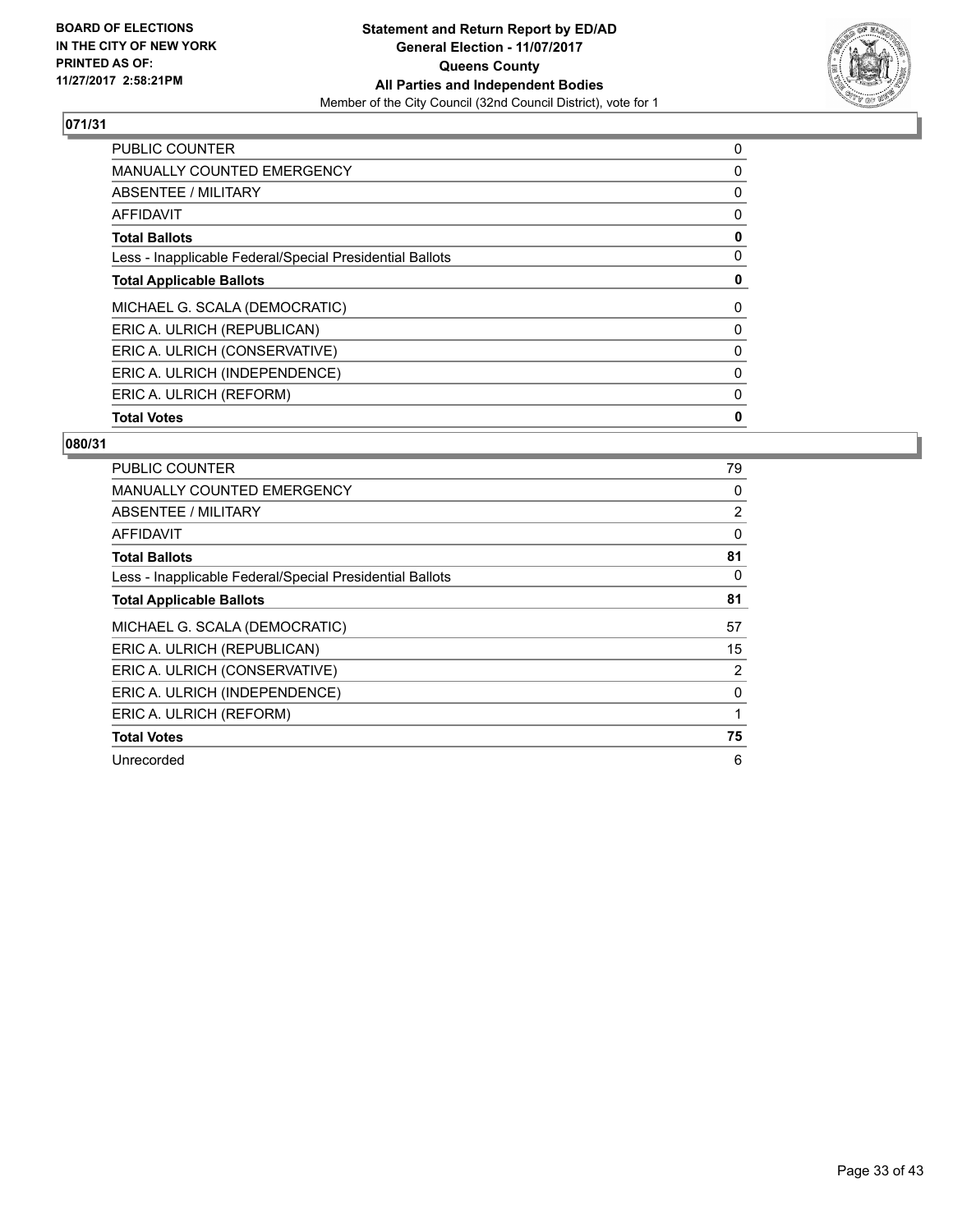**BOARD OF ELECTIONS IN THE CITY OF NEW YORK PRINTED AS OF: 11/27/2017 2:58:21PM**

**Statement and Return Report by ED/AD**
**General Election - 11/07/2017**
**Queens County**
**All Parties and Independent Bodies**
Member of the City Council (32nd Council District), vote for 1

## 071/31

| | |
|---|---|
| PUBLIC COUNTER | 0 |
| MANUALLY COUNTED EMERGENCY | 0 |
| ABSENTEE / MILITARY | 0 |
| AFFIDAVIT | 0 |
| **Total Ballots** | **0** |
| Less - Inapplicable Federal/Special Presidential Ballots | 0 |
| **Total Applicable Ballots** | **0** |
| MICHAEL G. SCALA (DEMOCRATIC) | 0 |
| ERIC A. ULRICH (REPUBLICAN) | 0 |
| ERIC A. ULRICH (CONSERVATIVE) | 0 |
| ERIC A. ULRICH (INDEPENDENCE) | 0 |
| ERIC A. ULRICH (REFORM) | 0 |
| **Total Votes** | **0** |

## 080/31

| | |
|---|---|
| PUBLIC COUNTER | 79 |
| MANUALLY COUNTED EMERGENCY | 0 |
| ABSENTEE / MILITARY | 2 |
| AFFIDAVIT | 0 |
| **Total Ballots** | **81** |
| Less - Inapplicable Federal/Special Presidential Ballots | 0 |
| **Total Applicable Ballots** | **81** |
| MICHAEL G. SCALA (DEMOCRATIC) | 57 |
| ERIC A. ULRICH (REPUBLICAN) | 15 |
| ERIC A. ULRICH (CONSERVATIVE) | 2 |
| ERIC A. ULRICH (INDEPENDENCE) | 0 |
| ERIC A. ULRICH (REFORM) | 1 |
| **Total Votes** | **75** |
| Unrecorded | 6 |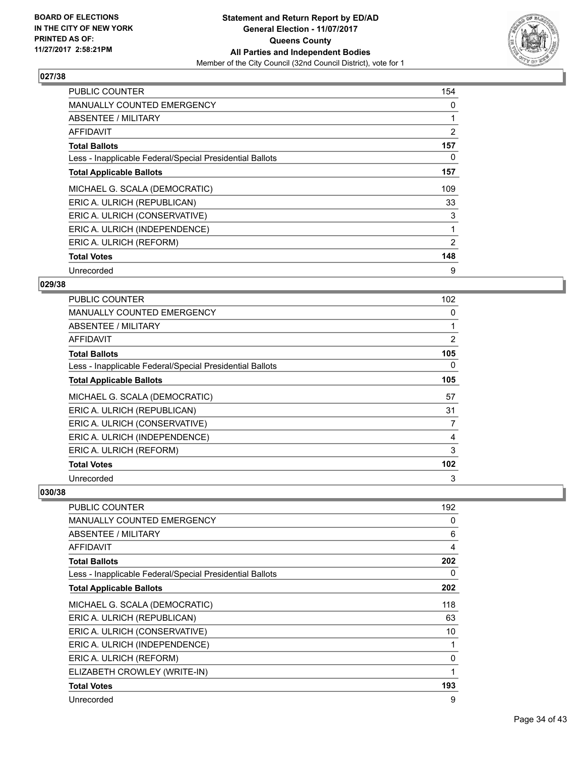**BOARD OF ELECTIONS IN THE CITY OF NEW YORK PRINTED AS OF: 11/27/2017 2:58:21PM**

**Statement and Return Report by ED/AD**
**General Election - 11/07/2017**
**Queens County**
**All Parties and Independent Bodies**
Member of the City Council (32nd Council District), vote for 1

### 027/38

| | |
|---|---|
| PUBLIC COUNTER | 154 |
| MANUALLY COUNTED EMERGENCY | 0 |
| ABSENTEE / MILITARY | 1 |
| AFFIDAVIT | 2 |
| **Total Ballots** | **157** |
| Less - Inapplicable Federal/Special Presidential Ballots | 0 |
| **Total Applicable Ballots** | **157** |
| MICHAEL G. SCALA (DEMOCRATIC) | 109 |
| ERIC A. ULRICH (REPUBLICAN) | 33 |
| ERIC A. ULRICH (CONSERVATIVE) | 3 |
| ERIC A. ULRICH (INDEPENDENCE) | 1 |
| ERIC A. ULRICH (REFORM) | 2 |
| **Total Votes** | **148** |
| Unrecorded | 9 |

### 029/38

| | |
|---|---|
| PUBLIC COUNTER | 102 |
| MANUALLY COUNTED EMERGENCY | 0 |
| ABSENTEE / MILITARY | 1 |
| AFFIDAVIT | 2 |
| **Total Ballots** | **105** |
| Less - Inapplicable Federal/Special Presidential Ballots | 0 |
| **Total Applicable Ballots** | **105** |
| MICHAEL G. SCALA (DEMOCRATIC) | 57 |
| ERIC A. ULRICH (REPUBLICAN) | 31 |
| ERIC A. ULRICH (CONSERVATIVE) | 7 |
| ERIC A. ULRICH (INDEPENDENCE) | 4 |
| ERIC A. ULRICH (REFORM) | 3 |
| **Total Votes** | **102** |
| Unrecorded | 3 |

### 030/38

| | |
|---|---|
| PUBLIC COUNTER | 192 |
| MANUALLY COUNTED EMERGENCY | 0 |
| ABSENTEE / MILITARY | 6 |
| AFFIDAVIT | 4 |
| **Total Ballots** | **202** |
| Less - Inapplicable Federal/Special Presidential Ballots | 0 |
| **Total Applicable Ballots** | **202** |
| MICHAEL G. SCALA (DEMOCRATIC) | 118 |
| ERIC A. ULRICH (REPUBLICAN) | 63 |
| ERIC A. ULRICH (CONSERVATIVE) | 10 |
| ERIC A. ULRICH (INDEPENDENCE) | 1 |
| ERIC A. ULRICH (REFORM) | 0 |
| ELIZABETH CROWLEY (WRITE-IN) | 1 |
| **Total Votes** | **193** |
| Unrecorded | 9 |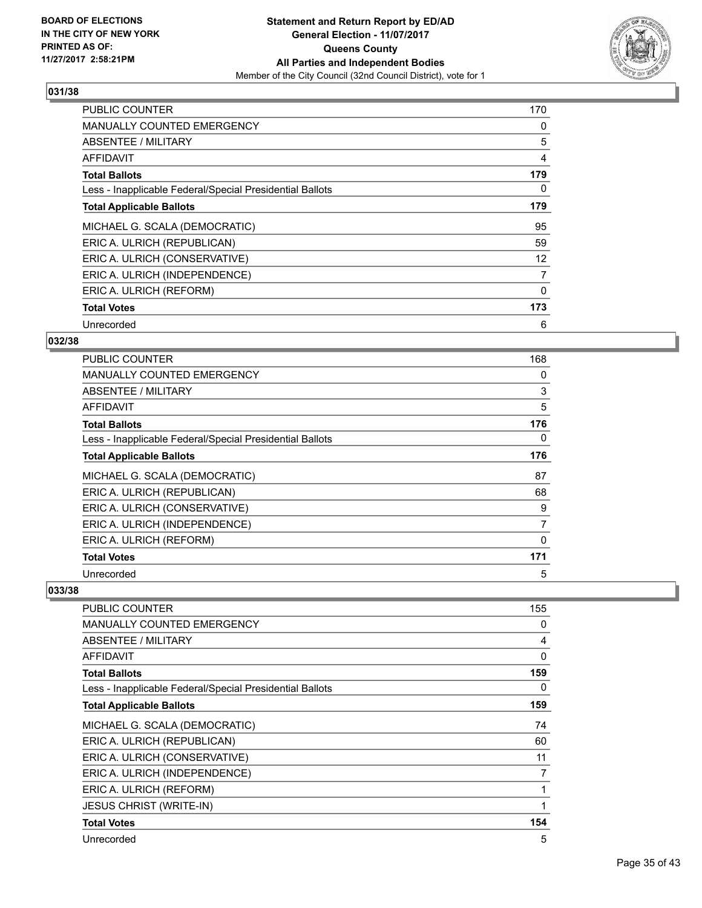**BOARD OF ELECTIONS IN THE CITY OF NEW YORK PRINTED AS OF: 11/27/2017 2:58:21PM**

**Statement and Return Report by ED/AD**
**General Election - 11/07/2017**
**Queens County**
**All Parties and Independent Bodies**
Member of the City Council (32nd Council District), vote for 1

### 031/38

| | |
|---|---|
| PUBLIC COUNTER | 170 |
| MANUALLY COUNTED EMERGENCY | 0 |
| ABSENTEE / MILITARY | 5 |
| AFFIDAVIT | 4 |
| **Total Ballots** | **179** |
| Less - Inapplicable Federal/Special Presidential Ballots | 0 |
| **Total Applicable Ballots** | **179** |
| MICHAEL G. SCALA (DEMOCRATIC) | 95 |
| ERIC A. ULRICH (REPUBLICAN) | 59 |
| ERIC A. ULRICH (CONSERVATIVE) | 12 |
| ERIC A. ULRICH (INDEPENDENCE) | 7 |
| ERIC A. ULRICH (REFORM) | 0 |
| **Total Votes** | **173** |
| Unrecorded | 6 |

### 032/38

| | |
|---|---|
| PUBLIC COUNTER | 168 |
| MANUALLY COUNTED EMERGENCY | 0 |
| ABSENTEE / MILITARY | 3 |
| AFFIDAVIT | 5 |
| **Total Ballots** | **176** |
| Less - Inapplicable Federal/Special Presidential Ballots | 0 |
| **Total Applicable Ballots** | **176** |
| MICHAEL G. SCALA (DEMOCRATIC) | 87 |
| ERIC A. ULRICH (REPUBLICAN) | 68 |
| ERIC A. ULRICH (CONSERVATIVE) | 9 |
| ERIC A. ULRICH (INDEPENDENCE) | 7 |
| ERIC A. ULRICH (REFORM) | 0 |
| **Total Votes** | **171** |
| Unrecorded | 5 |

### 033/38

| | |
|---|---|
| PUBLIC COUNTER | 155 |
| MANUALLY COUNTED EMERGENCY | 0 |
| ABSENTEE / MILITARY | 4 |
| AFFIDAVIT | 0 |
| **Total Ballots** | **159** |
| Less - Inapplicable Federal/Special Presidential Ballots | 0 |
| **Total Applicable Ballots** | **159** |
| MICHAEL G. SCALA (DEMOCRATIC) | 74 |
| ERIC A. ULRICH (REPUBLICAN) | 60 |
| ERIC A. ULRICH (CONSERVATIVE) | 11 |
| ERIC A. ULRICH (INDEPENDENCE) | 7 |
| ERIC A. ULRICH (REFORM) | 1 |
| JESUS CHRIST (WRITE-IN) | 1 |
| **Total Votes** | **154** |
| Unrecorded | 5 |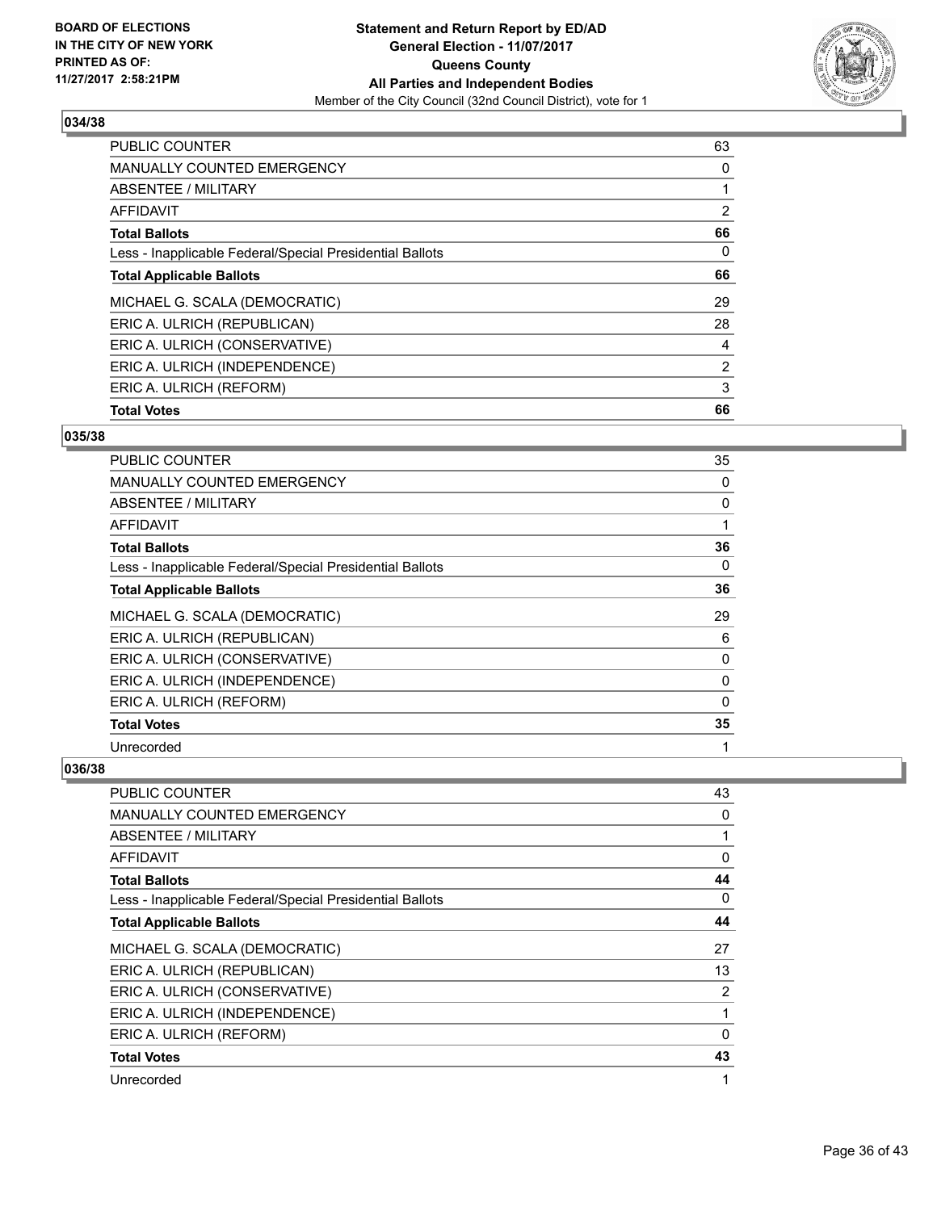**BOARD OF ELECTIONS IN THE CITY OF NEW YORK PRINTED AS OF: 11/27/2017 2:58:21PM**

**Statement and Return Report by ED/AD**
**General Election - 11/07/2017**
**Queens County**
**All Parties and Independent Bodies**
Member of the City Council (32nd Council District), vote for 1

### 034/38

| | |
|---|---|
| PUBLIC COUNTER | 63 |
| MANUALLY COUNTED EMERGENCY | 0 |
| ABSENTEE / MILITARY | 1 |
| AFFIDAVIT | 2 |
| **Total Ballots** | **66** |
| Less - Inapplicable Federal/Special Presidential Ballots | 0 |
| **Total Applicable Ballots** | **66** |
| MICHAEL G. SCALA (DEMOCRATIC) | 29 |
| ERIC A. ULRICH (REPUBLICAN) | 28 |
| ERIC A. ULRICH (CONSERVATIVE) | 4 |
| ERIC A. ULRICH (INDEPENDENCE) | 2 |
| ERIC A. ULRICH (REFORM) | 3 |
| **Total Votes** | **66** |

### 035/38

| | |
|---|---|
| PUBLIC COUNTER | 35 |
| MANUALLY COUNTED EMERGENCY | 0 |
| ABSENTEE / MILITARY | 0 |
| AFFIDAVIT | 1 |
| **Total Ballots** | **36** |
| Less - Inapplicable Federal/Special Presidential Ballots | 0 |
| **Total Applicable Ballots** | **36** |
| MICHAEL G. SCALA (DEMOCRATIC) | 29 |
| ERIC A. ULRICH (REPUBLICAN) | 6 |
| ERIC A. ULRICH (CONSERVATIVE) | 0 |
| ERIC A. ULRICH (INDEPENDENCE) | 0 |
| ERIC A. ULRICH (REFORM) | 0 |
| **Total Votes** | **35** |
| Unrecorded | 1 |

### 036/38

| | |
|---|---|
| PUBLIC COUNTER | 43 |
| MANUALLY COUNTED EMERGENCY | 0 |
| ABSENTEE / MILITARY | 1 |
| AFFIDAVIT | 0 |
| **Total Ballots** | **44** |
| Less - Inapplicable Federal/Special Presidential Ballots | 0 |
| **Total Applicable Ballots** | **44** |
| MICHAEL G. SCALA (DEMOCRATIC) | 27 |
| ERIC A. ULRICH (REPUBLICAN) | 13 |
| ERIC A. ULRICH (CONSERVATIVE) | 2 |
| ERIC A. ULRICH (INDEPENDENCE) | 1 |
| ERIC A. ULRICH (REFORM) | 0 |
| **Total Votes** | **43** |
| Unrecorded | 1 |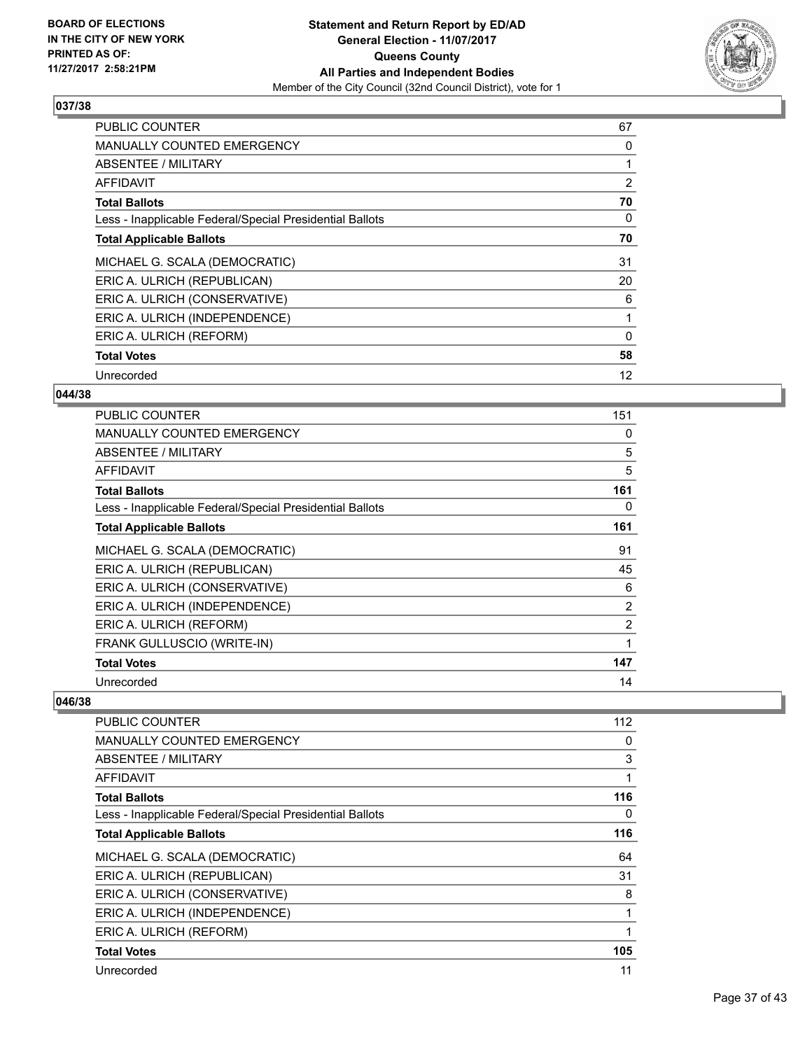## 037/38

| | |
|---|---|
| PUBLIC COUNTER | 67 |
| MANUALLY COUNTED EMERGENCY | 0 |
| ABSENTEE / MILITARY | 1 |
| AFFIDAVIT | 2 |
| **Total Ballots** | **70** |
| Less - Inapplicable Federal/Special Presidential Ballots | 0 |
| **Total Applicable Ballots** | **70** |
| MICHAEL G. SCALA (DEMOCRATIC) | 31 |
| ERIC A. ULRICH (REPUBLICAN) | 20 |
| ERIC A. ULRICH (CONSERVATIVE) | 6 |
| ERIC A. ULRICH (INDEPENDENCE) | 1 |
| ERIC A. ULRICH (REFORM) | 0 |
| **Total Votes** | **58** |
| Unrecorded | 12 |

## 044/38

| | |
|---|---|
| PUBLIC COUNTER | 151 |
| MANUALLY COUNTED EMERGENCY | 0 |
| ABSENTEE / MILITARY | 5 |
| AFFIDAVIT | 5 |
| **Total Ballots** | **161** |
| Less - Inapplicable Federal/Special Presidential Ballots | 0 |
| **Total Applicable Ballots** | **161** |
| MICHAEL G. SCALA (DEMOCRATIC) | 91 |
| ERIC A. ULRICH (REPUBLICAN) | 45 |
| ERIC A. ULRICH (CONSERVATIVE) | 6 |
| ERIC A. ULRICH (INDEPENDENCE) | 2 |
| ERIC A. ULRICH (REFORM) | 2 |
| FRANK GULLUSCIO (WRITE-IN) | 1 |
| **Total Votes** | **147** |
| Unrecorded | 14 |

## 046/38

| | |
|---|---|
| PUBLIC COUNTER | 112 |
| MANUALLY COUNTED EMERGENCY | 0 |
| ABSENTEE / MILITARY | 3 |
| AFFIDAVIT | 1 |
| **Total Ballots** | **116** |
| Less - Inapplicable Federal/Special Presidential Ballots | 0 |
| **Total Applicable Ballots** | **116** |
| MICHAEL G. SCALA (DEMOCRATIC) | 64 |
| ERIC A. ULRICH (REPUBLICAN) | 31 |
| ERIC A. ULRICH (CONSERVATIVE) | 8 |
| ERIC A. ULRICH (INDEPENDENCE) | 1 |
| ERIC A. ULRICH (REFORM) | 1 |
| **Total Votes** | **105** |
| Unrecorded | 11 |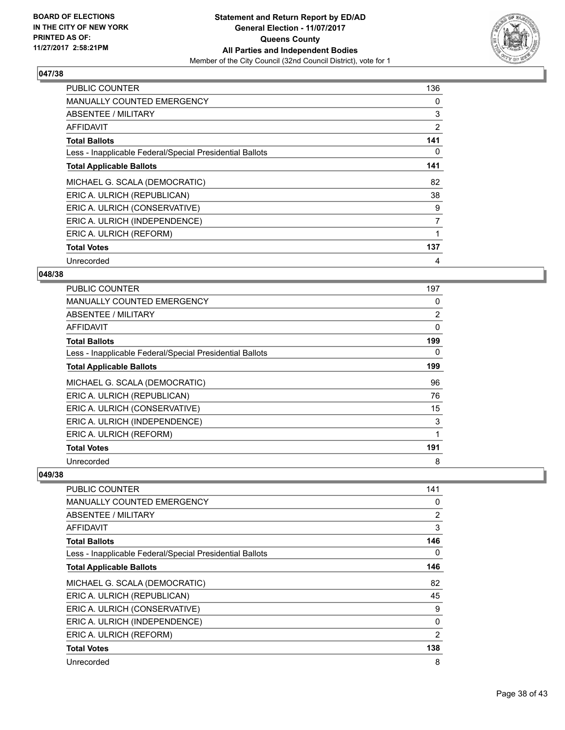**BOARD OF ELECTIONS IN THE CITY OF NEW YORK PRINTED AS OF: 11/27/2017 2:58:21PM**

**Statement and Return Report by ED/AD General Election - 11/07/2017 Queens County All Parties and Independent Bodies**
Member of the City Council (32nd Council District), vote for 1

### 047/38

| | |
|---|---|
| PUBLIC COUNTER | 136 |
| MANUALLY COUNTED EMERGENCY | 0 |
| ABSENTEE / MILITARY | 3 |
| AFFIDAVIT | 2 |
| **Total Ballots** | **141** |
| Less - Inapplicable Federal/Special Presidential Ballots | 0 |
| **Total Applicable Ballots** | **141** |
| MICHAEL G. SCALA (DEMOCRATIC) | 82 |
| ERIC A. ULRICH (REPUBLICAN) | 38 |
| ERIC A. ULRICH (CONSERVATIVE) | 9 |
| ERIC A. ULRICH (INDEPENDENCE) | 7 |
| ERIC A. ULRICH (REFORM) | 1 |
| **Total Votes** | **137** |
| Unrecorded | 4 |

### 048/38

| | |
|---|---|
| PUBLIC COUNTER | 197 |
| MANUALLY COUNTED EMERGENCY | 0 |
| ABSENTEE / MILITARY | 2 |
| AFFIDAVIT | 0 |
| **Total Ballots** | **199** |
| Less - Inapplicable Federal/Special Presidential Ballots | 0 |
| **Total Applicable Ballots** | **199** |
| MICHAEL G. SCALA (DEMOCRATIC) | 96 |
| ERIC A. ULRICH (REPUBLICAN) | 76 |
| ERIC A. ULRICH (CONSERVATIVE) | 15 |
| ERIC A. ULRICH (INDEPENDENCE) | 3 |
| ERIC A. ULRICH (REFORM) | 1 |
| **Total Votes** | **191** |
| Unrecorded | 8 |

### 049/38

| | |
|---|---|
| PUBLIC COUNTER | 141 |
| MANUALLY COUNTED EMERGENCY | 0 |
| ABSENTEE / MILITARY | 2 |
| AFFIDAVIT | 3 |
| **Total Ballots** | **146** |
| Less - Inapplicable Federal/Special Presidential Ballots | 0 |
| **Total Applicable Ballots** | **146** |
| MICHAEL G. SCALA (DEMOCRATIC) | 82 |
| ERIC A. ULRICH (REPUBLICAN) | 45 |
| ERIC A. ULRICH (CONSERVATIVE) | 9 |
| ERIC A. ULRICH (INDEPENDENCE) | 0 |
| ERIC A. ULRICH (REFORM) | 2 |
| **Total Votes** | **138** |
| Unrecorded | 8 |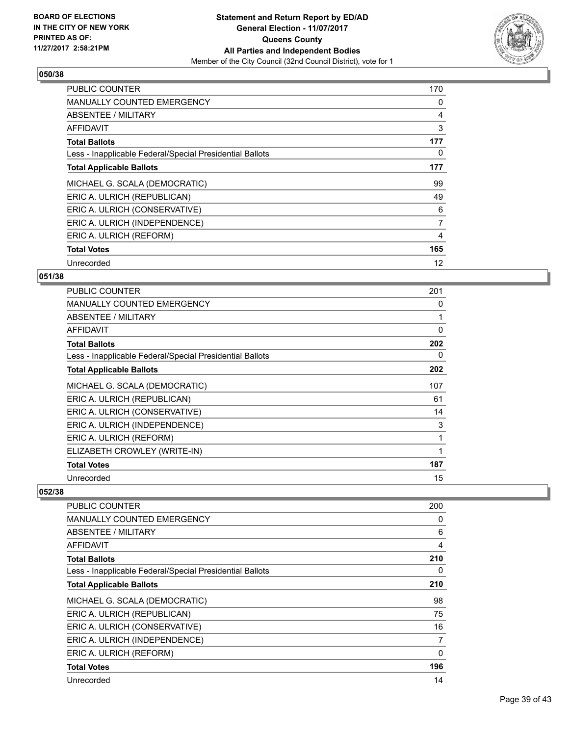BOARD OF ELECTIONS
IN THE CITY OF NEW YORK
PRINTED AS OF:
11/27/2017 2:58:21PM

**Statement and Return Report by ED/AD**
**General Election - 11/07/2017**
**Queens County**
**All Parties and Independent Bodies**
Member of the City Council (32nd Council District), vote for 1

## 050/38

| | |
|---|---|
| PUBLIC COUNTER | 170 |
| MANUALLY COUNTED EMERGENCY | 0 |
| ABSENTEE / MILITARY | 4 |
| AFFIDAVIT | 3 |
| **Total Ballots** | **177** |
| Less - Inapplicable Federal/Special Presidential Ballots | 0 |
| **Total Applicable Ballots** | **177** |
| MICHAEL G. SCALA (DEMOCRATIC) | 99 |
| ERIC A. ULRICH (REPUBLICAN) | 49 |
| ERIC A. ULRICH (CONSERVATIVE) | 6 |
| ERIC A. ULRICH (INDEPENDENCE) | 7 |
| ERIC A. ULRICH (REFORM) | 4 |
| **Total Votes** | **165** |
| Unrecorded | 12 |

## 051/38

| | |
|---|---|
| PUBLIC COUNTER | 201 |
| MANUALLY COUNTED EMERGENCY | 0 |
| ABSENTEE / MILITARY | 1 |
| AFFIDAVIT | 0 |
| **Total Ballots** | **202** |
| Less - Inapplicable Federal/Special Presidential Ballots | 0 |
| **Total Applicable Ballots** | **202** |
| MICHAEL G. SCALA (DEMOCRATIC) | 107 |
| ERIC A. ULRICH (REPUBLICAN) | 61 |
| ERIC A. ULRICH (CONSERVATIVE) | 14 |
| ERIC A. ULRICH (INDEPENDENCE) | 3 |
| ERIC A. ULRICH (REFORM) | 1 |
| ELIZABETH CROWLEY (WRITE-IN) | 1 |
| **Total Votes** | **187** |
| Unrecorded | 15 |

## 052/38

| | |
|---|---|
| PUBLIC COUNTER | 200 |
| MANUALLY COUNTED EMERGENCY | 0 |
| ABSENTEE / MILITARY | 6 |
| AFFIDAVIT | 4 |
| **Total Ballots** | **210** |
| Less - Inapplicable Federal/Special Presidential Ballots | 0 |
| **Total Applicable Ballots** | **210** |
| MICHAEL G. SCALA (DEMOCRATIC) | 98 |
| ERIC A. ULRICH (REPUBLICAN) | 75 |
| ERIC A. ULRICH (CONSERVATIVE) | 16 |
| ERIC A. ULRICH (INDEPENDENCE) | 7 |
| ERIC A. ULRICH (REFORM) | 0 |
| **Total Votes** | **196** |
| Unrecorded | 14 |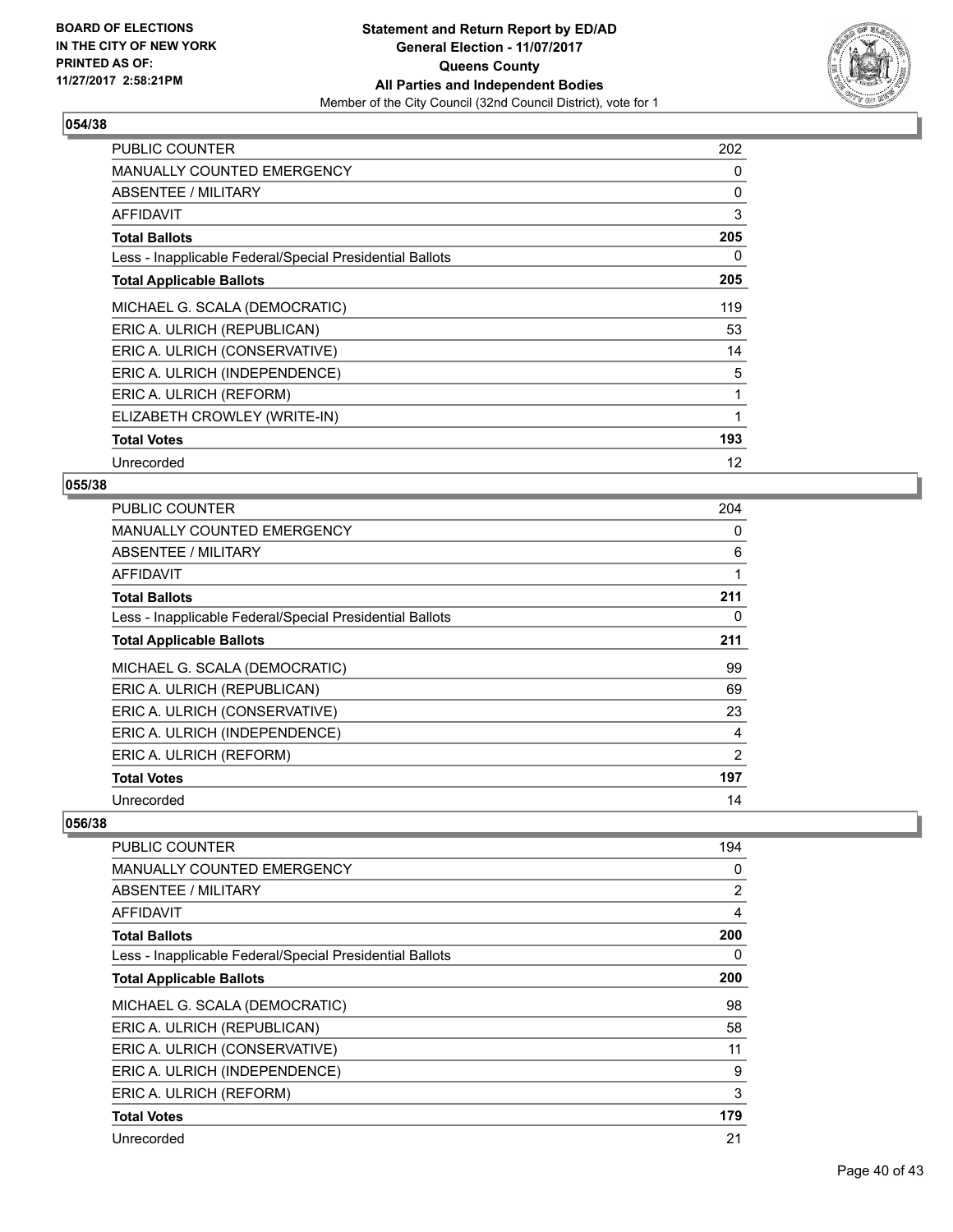**BOARD OF ELECTIONS IN THE CITY OF NEW YORK PRINTED AS OF: 11/27/2017 2:58:21PM**

**Statement and Return Report by ED/AD**
**General Election - 11/07/2017**
**Queens County**
**All Parties and Independent Bodies**
Member of the City Council (32nd Council District), vote for 1

### 054/38

| | |
|---|---|
| PUBLIC COUNTER | 202 |
| MANUALLY COUNTED EMERGENCY | 0 |
| ABSENTEE / MILITARY | 0 |
| AFFIDAVIT | 3 |
| **Total Ballots** | **205** |
| Less - Inapplicable Federal/Special Presidential Ballots | 0 |
| **Total Applicable Ballots** | **205** |
| MICHAEL G. SCALA (DEMOCRATIC) | 119 |
| ERIC A. ULRICH (REPUBLICAN) | 53 |
| ERIC A. ULRICH (CONSERVATIVE) | 14 |
| ERIC A. ULRICH (INDEPENDENCE) | 5 |
| ERIC A. ULRICH (REFORM) | 1 |
| ELIZABETH CROWLEY (WRITE-IN) | 1 |
| **Total Votes** | **193** |
| Unrecorded | 12 |

### 055/38

| | |
|---|---|
| PUBLIC COUNTER | 204 |
| MANUALLY COUNTED EMERGENCY | 0 |
| ABSENTEE / MILITARY | 6 |
| AFFIDAVIT | 1 |
| **Total Ballots** | **211** |
| Less - Inapplicable Federal/Special Presidential Ballots | 0 |
| **Total Applicable Ballots** | **211** |
| MICHAEL G. SCALA (DEMOCRATIC) | 99 |
| ERIC A. ULRICH (REPUBLICAN) | 69 |
| ERIC A. ULRICH (CONSERVATIVE) | 23 |
| ERIC A. ULRICH (INDEPENDENCE) | 4 |
| ERIC A. ULRICH (REFORM) | 2 |
| **Total Votes** | **197** |
| Unrecorded | 14 |

### 056/38

| | |
|---|---|
| PUBLIC COUNTER | 194 |
| MANUALLY COUNTED EMERGENCY | 0 |
| ABSENTEE / MILITARY | 2 |
| AFFIDAVIT | 4 |
| **Total Ballots** | **200** |
| Less - Inapplicable Federal/Special Presidential Ballots | 0 |
| **Total Applicable Ballots** | **200** |
| MICHAEL G. SCALA (DEMOCRATIC) | 98 |
| ERIC A. ULRICH (REPUBLICAN) | 58 |
| ERIC A. ULRICH (CONSERVATIVE) | 11 |
| ERIC A. ULRICH (INDEPENDENCE) | 9 |
| ERIC A. ULRICH (REFORM) | 3 |
| **Total Votes** | **179** |
| Unrecorded | 21 |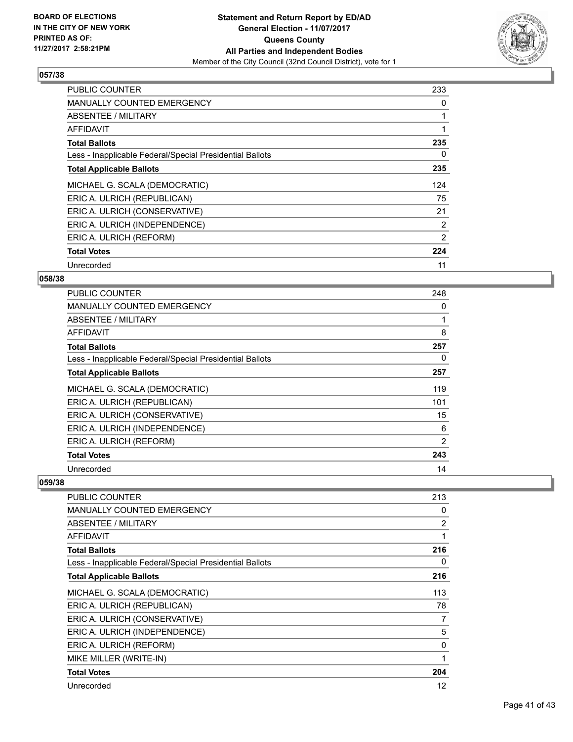**BOARD OF ELECTIONS IN THE CITY OF NEW YORK PRINTED AS OF: 11/27/2017 2:58:21PM**

**Statement and Return Report by ED/AD**
**General Election - 11/07/2017**
**Queens County**
**All Parties and Independent Bodies**
Member of the City Council (32nd Council District), vote for 1

### 057/38

| | |
|---|---|
| PUBLIC COUNTER | 233 |
| MANUALLY COUNTED EMERGENCY | 0 |
| ABSENTEE / MILITARY | 1 |
| AFFIDAVIT | 1 |
| **Total Ballots** | **235** |
| Less - Inapplicable Federal/Special Presidential Ballots | 0 |
| **Total Applicable Ballots** | **235** |
| MICHAEL G. SCALA (DEMOCRATIC) | 124 |
| ERIC A. ULRICH (REPUBLICAN) | 75 |
| ERIC A. ULRICH (CONSERVATIVE) | 21 |
| ERIC A. ULRICH (INDEPENDENCE) | 2 |
| ERIC A. ULRICH (REFORM) | 2 |
| **Total Votes** | **224** |
| Unrecorded | 11 |

### 058/38

| | |
|---|---|
| PUBLIC COUNTER | 248 |
| MANUALLY COUNTED EMERGENCY | 0 |
| ABSENTEE / MILITARY | 1 |
| AFFIDAVIT | 8 |
| **Total Ballots** | **257** |
| Less - Inapplicable Federal/Special Presidential Ballots | 0 |
| **Total Applicable Ballots** | **257** |
| MICHAEL G. SCALA (DEMOCRATIC) | 119 |
| ERIC A. ULRICH (REPUBLICAN) | 101 |
| ERIC A. ULRICH (CONSERVATIVE) | 15 |
| ERIC A. ULRICH (INDEPENDENCE) | 6 |
| ERIC A. ULRICH (REFORM) | 2 |
| **Total Votes** | **243** |
| Unrecorded | 14 |

### 059/38

| | |
|---|---|
| PUBLIC COUNTER | 213 |
| MANUALLY COUNTED EMERGENCY | 0 |
| ABSENTEE / MILITARY | 2 |
| AFFIDAVIT | 1 |
| **Total Ballots** | **216** |
| Less - Inapplicable Federal/Special Presidential Ballots | 0 |
| **Total Applicable Ballots** | **216** |
| MICHAEL G. SCALA (DEMOCRATIC) | 113 |
| ERIC A. ULRICH (REPUBLICAN) | 78 |
| ERIC A. ULRICH (CONSERVATIVE) | 7 |
| ERIC A. ULRICH (INDEPENDENCE) | 5 |
| ERIC A. ULRICH (REFORM) | 0 |
| MIKE MILLER (WRITE-IN) | 1 |
| **Total Votes** | **204** |
| Unrecorded | 12 |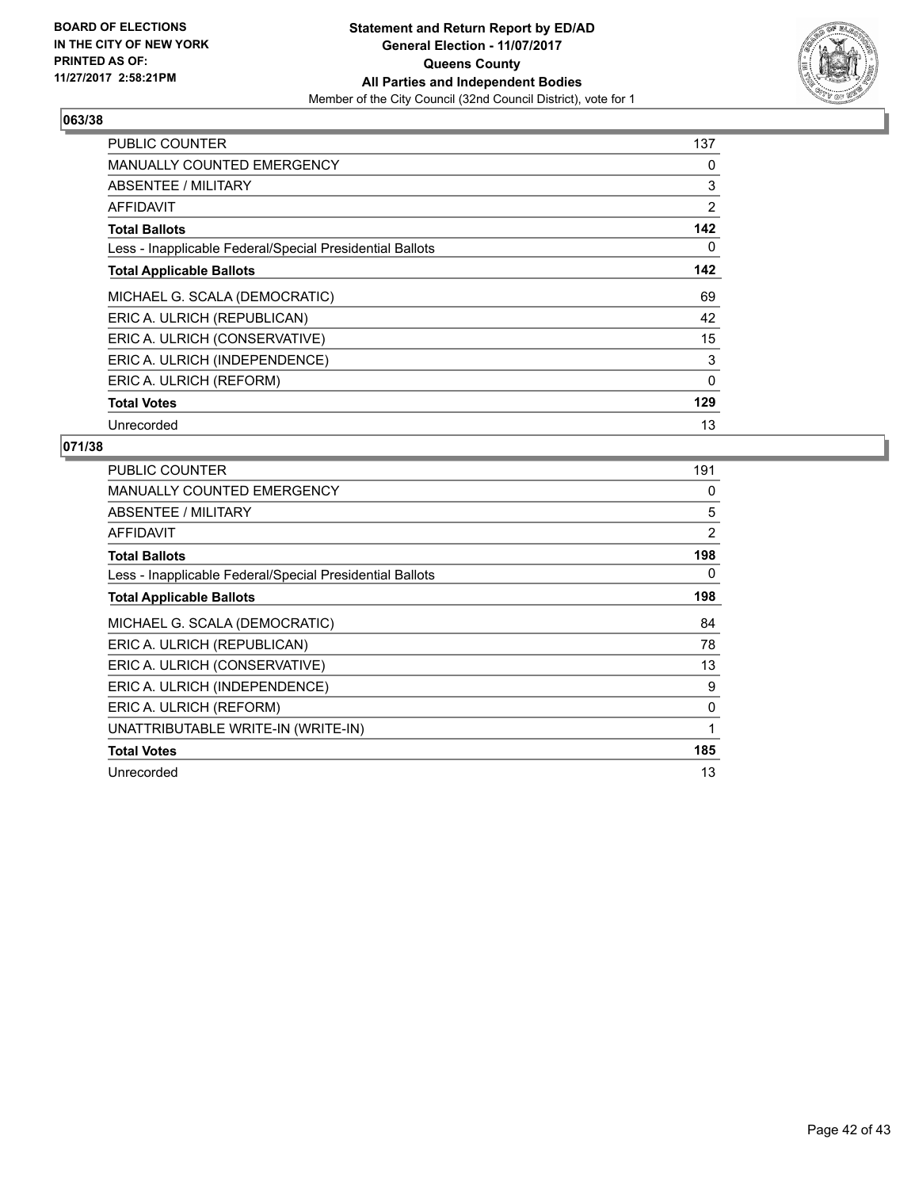**BOARD OF ELECTIONS IN THE CITY OF NEW YORK PRINTED AS OF: 11/27/2017 2:58:21PM**

**Statement and Return Report by ED/AD**
**General Election - 11/07/2017**
**Queens County**
**All Parties and Independent Bodies**
Member of the City Council (32nd Council District), vote for 1

## 063/38

| | |
|---|---|
| PUBLIC COUNTER | 137 |
| MANUALLY COUNTED EMERGENCY | 0 |
| ABSENTEE / MILITARY | 3 |
| AFFIDAVIT | 2 |
| **Total Ballots** | **142** |
| Less - Inapplicable Federal/Special Presidential Ballots | 0 |
| **Total Applicable Ballots** | **142** |
| MICHAEL G. SCALA (DEMOCRATIC) | 69 |
| ERIC A. ULRICH (REPUBLICAN) | 42 |
| ERIC A. ULRICH (CONSERVATIVE) | 15 |
| ERIC A. ULRICH (INDEPENDENCE) | 3 |
| ERIC A. ULRICH (REFORM) | 0 |
| **Total Votes** | **129** |
| Unrecorded | 13 |

## 071/38

| | |
|---|---|
| PUBLIC COUNTER | 191 |
| MANUALLY COUNTED EMERGENCY | 0 |
| ABSENTEE / MILITARY | 5 |
| AFFIDAVIT | 2 |
| **Total Ballots** | **198** |
| Less - Inapplicable Federal/Special Presidential Ballots | 0 |
| **Total Applicable Ballots** | **198** |
| MICHAEL G. SCALA (DEMOCRATIC) | 84 |
| ERIC A. ULRICH (REPUBLICAN) | 78 |
| ERIC A. ULRICH (CONSERVATIVE) | 13 |
| ERIC A. ULRICH (INDEPENDENCE) | 9 |
| ERIC A. ULRICH (REFORM) | 0 |
| UNATTRIBUTABLE WRITE-IN (WRITE-IN) | 1 |
| **Total Votes** | **185** |
| Unrecorded | 13 |